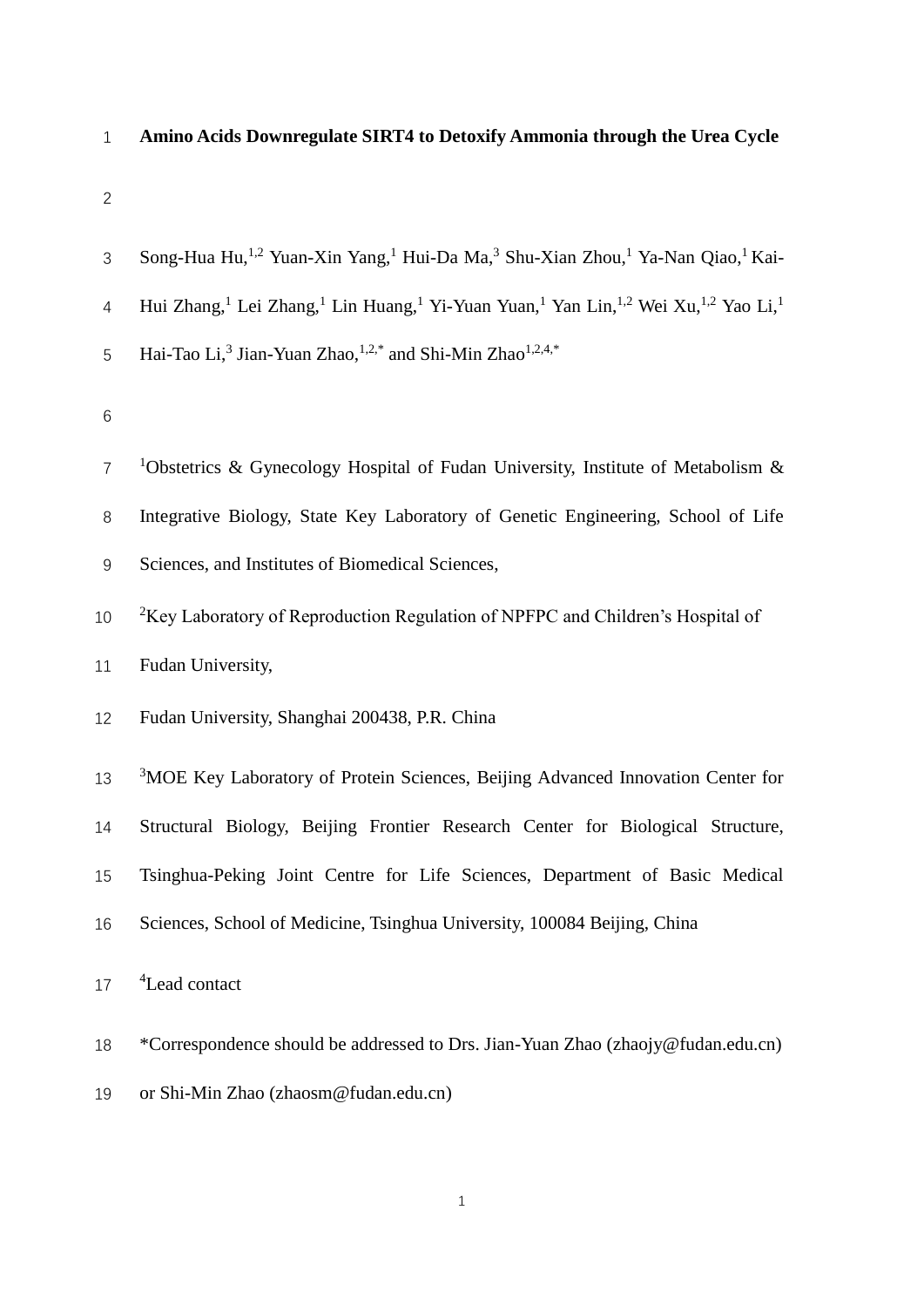# Amino Acids Downregulate SIRT4 to Detoxify Ammonia through the Urea Cycle

Song-Hua Hu,[1,2] Yuan-Xin Yang,[1] Hui-Da Ma,[3] Shu-Xian Zhou,[1] Ya-Nan Qiao,[1] Kai-Hui Zhang,[1] Lei Zhang,[1] Lin Huang,[1] Yi-Yuan Yuan,[1] Yan Lin,[1,2] Wei Xu,[1,2] Yao Li,[1] Hai-Tao Li,[3] Jian-Yuan Zhao,[1,2,*] and Shi-Min Zhao[1,2,4,*]

[1]Obstetrics & Gynecology Hospital of Fudan University, Institute of Metabolism & Integrative Biology, State Key Laboratory of Genetic Engineering, School of Life Sciences, and Institutes of Biomedical Sciences,

[2]Key Laboratory of Reproduction Regulation of NPFPC and Children's Hospital of Fudan University,

Fudan University, Shanghai 200438, P.R. China

[3]MOE Key Laboratory of Protein Sciences, Beijing Advanced Innovation Center for Structural Biology, Beijing Frontier Research Center for Biological Structure, Tsinghua-Peking Joint Centre for Life Sciences, Department of Basic Medical Sciences, School of Medicine, Tsinghua University, 100084 Beijing, China

[4]Lead contact

*Correspondence should be addressed to Drs. Jian-Yuan Zhao (zhaojy@fudan.edu.cn) or Shi-Min Zhao (zhaosm@fudan.edu.cn)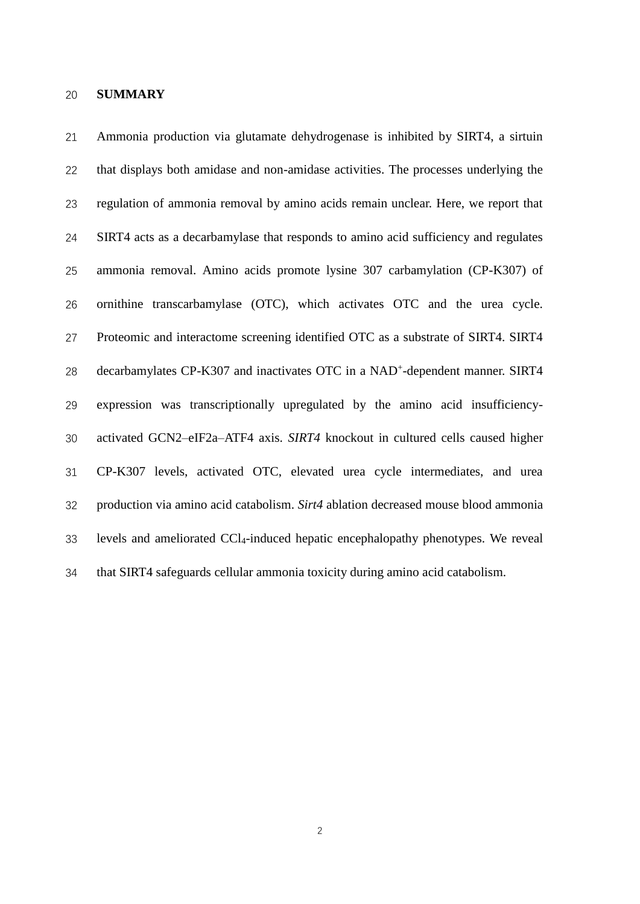## SUMMARY

Ammonia production via glutamate dehydrogenase is inhibited by SIRT4, a sirtuin that displays both amidase and non-amidase activities. The processes underlying the regulation of ammonia removal by amino acids remain unclear. Here, we report that SIRT4 acts as a decarbamylase that responds to amino acid sufficiency and regulates ammonia removal. Amino acids promote lysine 307 carbamylation (CP-K307) of ornithine transcarbamylase (OTC), which activates OTC and the urea cycle. Proteomic and interactome screening identified OTC as a substrate of SIRT4. SIRT4 decarbamylates CP-K307 and inactivates OTC in a $NAD^+$-dependent manner. SIRT4 expression was transcriptionally upregulated by the amino acid insufficiency-activated GCN2–eIF2a–ATF4 axis. *SIRT4* knockout in cultured cells caused higher CP-K307 levels, activated OTC, elevated urea cycle intermediates, and urea production via amino acid catabolism. *Sirt4* ablation decreased mouse blood ammonia levels and ameliorated $CCl_4$-induced hepatic encephalopathy phenotypes. We reveal that SIRT4 safeguards cellular ammonia toxicity during amino acid catabolism.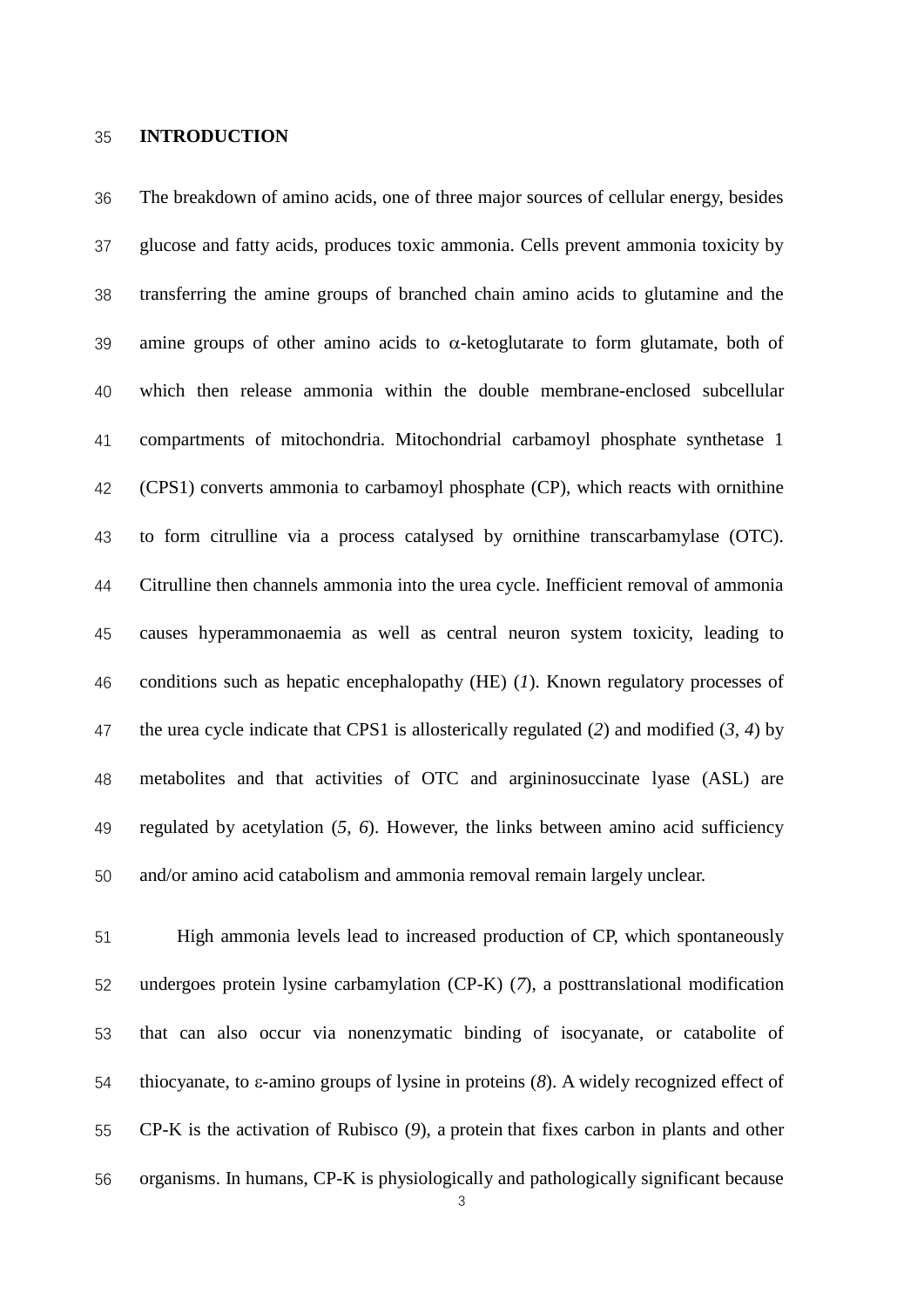## INTRODUCTION

The breakdown of amino acids, one of three major sources of cellular energy, besides glucose and fatty acids, produces toxic ammonia. Cells prevent ammonia toxicity by transferring the amine groups of branched chain amino acids to glutamine and the amine groups of other amino acids to $\alpha$-ketoglutarate to form glutamate, both of which then release ammonia within the double membrane-enclosed subcellular compartments of mitochondria. Mitochondrial carbamoyl phosphate synthetase 1 (CPS1) converts ammonia to carbamoyl phosphate (CP), which reacts with ornithine to form citrulline via a process catalysed by ornithine transcarbamylase (OTC). Citrulline then channels ammonia into the urea cycle. Inefficient removal of ammonia causes hyperammonaemia as well as central neuron system toxicity, leading to conditions such as hepatic encephalopathy (HE) (*1*). Known regulatory processes of the urea cycle indicate that CPS1 is allosterically regulated (*2*) and modified (*3*, *4*) by metabolites and that activities of OTC and argininosuccinate lyase (ASL) are regulated by acetylation (*5*, *6*). However, the links between amino acid sufficiency and/or amino acid catabolism and ammonia removal remain largely unclear.

High ammonia levels lead to increased production of CP, which spontaneously undergoes protein lysine carbamylation (CP-K) (*7*), a posttranslational modification that can also occur via nonenzymatic binding of isocyanate, or catabolite of thiocyanate, to $\varepsilon$-amino groups of lysine in proteins (*8*). A widely recognized effect of CP-K is the activation of Rubisco (*9*), a protein that fixes carbon in plants and other organisms. In humans, CP-K is physiologically and pathologically significant because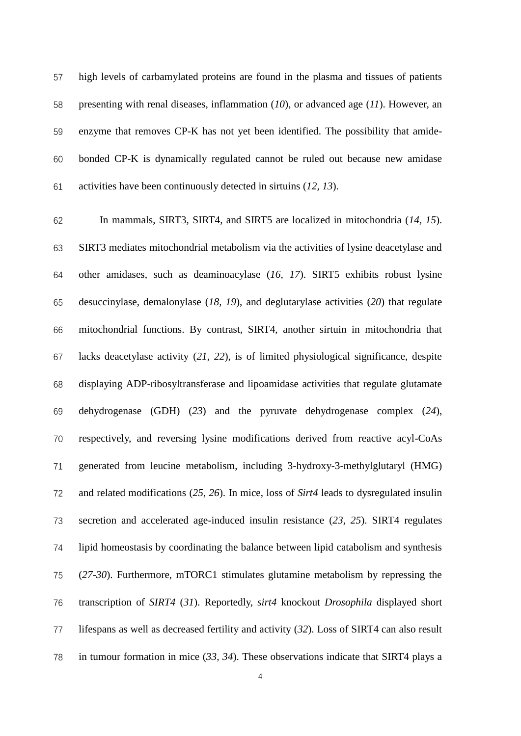high levels of carbamylated proteins are found in the plasma and tissues of patients presenting with renal diseases, inflammation (*10*), or advanced age (*11*). However, an enzyme that removes CP-K has not yet been identified. The possibility that amide-bonded CP-K is dynamically regulated cannot be ruled out because new amidase activities have been continuously detected in sirtuins (*12*, *13*).

In mammals, SIRT3, SIRT4, and SIRT5 are localized in mitochondria (*14, 15*). SIRT3 mediates mitochondrial metabolism via the activities of lysine deacetylase and other amidases, such as deaminoacylase (*16, 17*). SIRT5 exhibits robust lysine desuccinylase, demalonylase (*18, 19*), and deglutarylase activities (*20*) that regulate mitochondrial functions. By contrast, SIRT4, another sirtuin in mitochondria that lacks deacetylase activity (*21*, *22*), is of limited physiological significance, despite displaying ADP-ribosyltransferase and lipoamidase activities that regulate glutamate dehydrogenase (GDH) (*23*) and the pyruvate dehydrogenase complex (*24*), respectively, and reversing lysine modifications derived from reactive acyl-CoAs generated from leucine metabolism, including 3-hydroxy-3-methylglutaryl (HMG) and related modifications (*25, 26*). In mice, loss of *Sirt4* leads to dysregulated insulin secretion and accelerated age-induced insulin resistance (*23*, *25*). SIRT4 regulates lipid homeostasis by coordinating the balance between lipid catabolism and synthesis (*27-30*). Furthermore, mTORC1 stimulates glutamine metabolism by repressing the transcription of *SIRT4* (*31*). Reportedly, *sirt4* knockout *Drosophila* displayed short lifespans as well as decreased fertility and activity (*32*). Loss of SIRT4 can also result in tumour formation in mice (*33, 34*). These observations indicate that SIRT4 plays a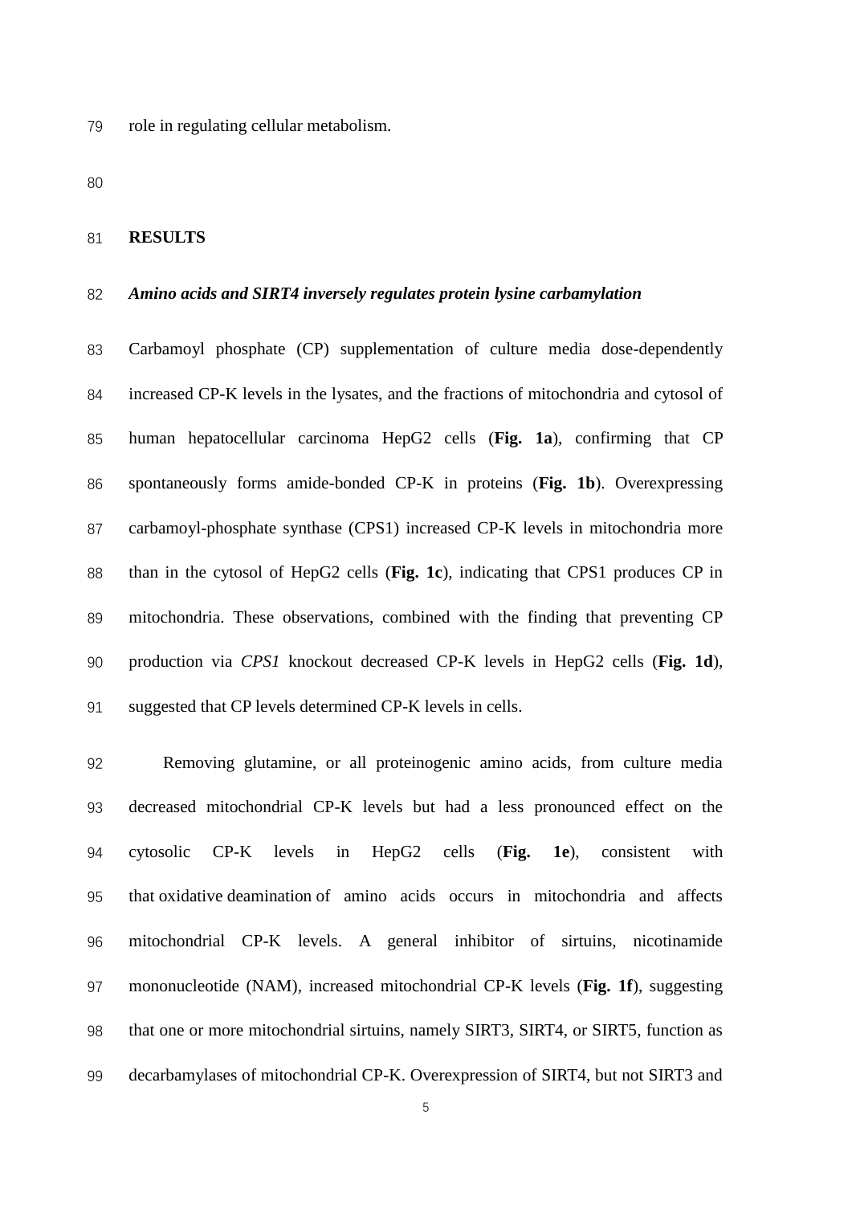role in regulating cellular metabolism.

## RESULTS

### *Amino acids and SIRT4 inversely regulates protein lysine carbamylation*

Carbamoyl phosphate (CP) supplementation of culture media dose-dependently increased CP-K levels in the lysates, and the fractions of mitochondria and cytosol of human hepatocellular carcinoma HepG2 cells (**Fig. 1a**), confirming that CP spontaneously forms amide-bonded CP-K in proteins (**Fig. 1b**). Overexpressing carbamoyl-phosphate synthase (CPS1) increased CP-K levels in mitochondria more than in the cytosol of HepG2 cells (**Fig. 1c**), indicating that CPS1 produces CP in mitochondria. These observations, combined with the finding that preventing CP production via *CPS1* knockout decreased CP-K levels in HepG2 cells (**Fig. 1d**), suggested that CP levels determined CP-K levels in cells.

Removing glutamine, or all proteinogenic amino acids, from culture media decreased mitochondrial CP-K levels but had a less pronounced effect on the cytosolic CP-K levels in HepG2 cells (**Fig. 1e**), consistent with that oxidative deamination of amino acids occurs in mitochondria and affects mitochondrial CP-K levels. A general inhibitor of sirtuins, nicotinamide mononucleotide (NAM), increased mitochondrial CP-K levels (**Fig. 1f**), suggesting that one or more mitochondrial sirtuins, namely SIRT3, SIRT4, or SIRT5, function as decarbamylases of mitochondrial CP-K. Overexpression of SIRT4, but not SIRT3 and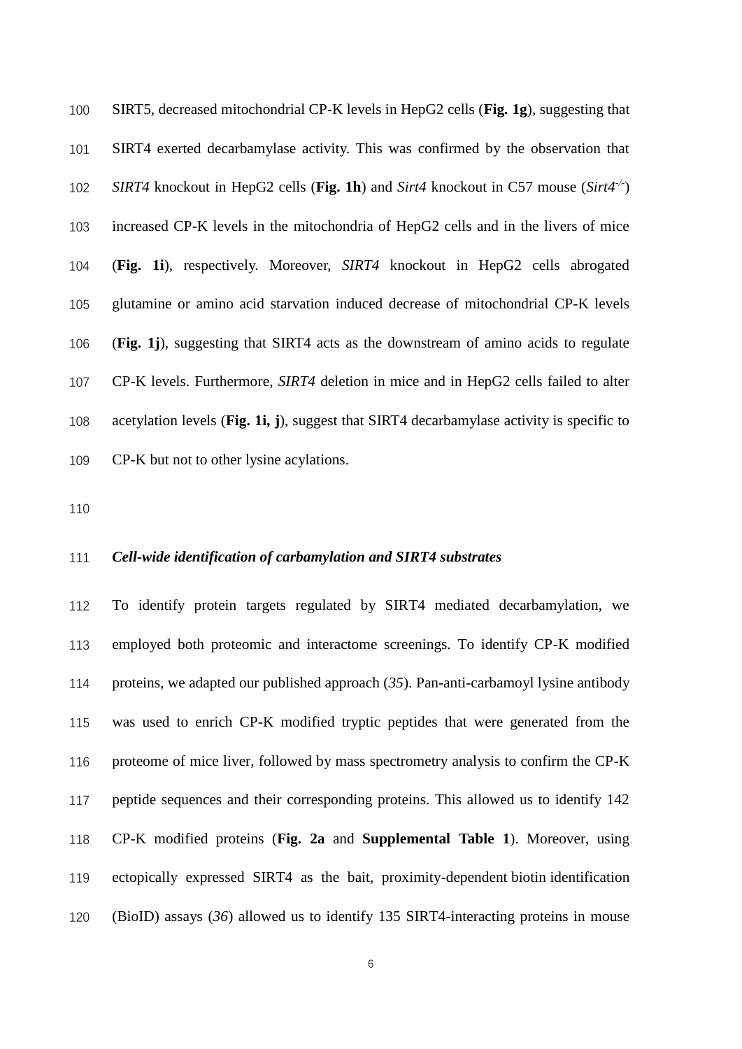SIRT5, decreased mitochondrial CP-K levels in HepG2 cells (**Fig. 1g**), suggesting that SIRT4 exerted decarbamylase activity. This was confirmed by the observation that *SIRT4* knockout in HepG2 cells (**Fig. 1h**) and *Sirt4* knockout in C57 mouse (*Sirt4*$^{-/-}$) increased CP-K levels in the mitochondria of HepG2 cells and in the livers of mice (**Fig. 1i**), respectively. Moreover, *SIRT4* knockout in HepG2 cells abrogated glutamine or amino acid starvation induced decrease of mitochondrial CP-K levels (**Fig. 1j**), suggesting that SIRT4 acts as the downstream of amino acids to regulate CP-K levels. Furthermore, *SIRT4* deletion in mice and in HepG2 cells failed to alter acetylation levels (**Fig. 1i, j**), suggest that SIRT4 decarbamylase activity is specific to CP-K but not to other lysine acylations.

### *Cell-wide identification of carbamylation and SIRT4 substrates*

To identify protein targets regulated by SIRT4 mediated decarbamylation, we employed both proteomic and interactome screenings. To identify CP-K modified proteins, we adapted our published approach (*35*). Pan-anti-carbamoyl lysine antibody was used to enrich CP-K modified tryptic peptides that were generated from the proteome of mice liver, followed by mass spectrometry analysis to confirm the CP-K peptide sequences and their corresponding proteins. This allowed us to identify 142 CP-K modified proteins (**Fig. 2a** and **Supplemental Table 1**). Moreover, using ectopically expressed SIRT4 as the bait, proximity-dependent biotin identification (BioID) assays (*36*) allowed us to identify 135 SIRT4-interacting proteins in mouse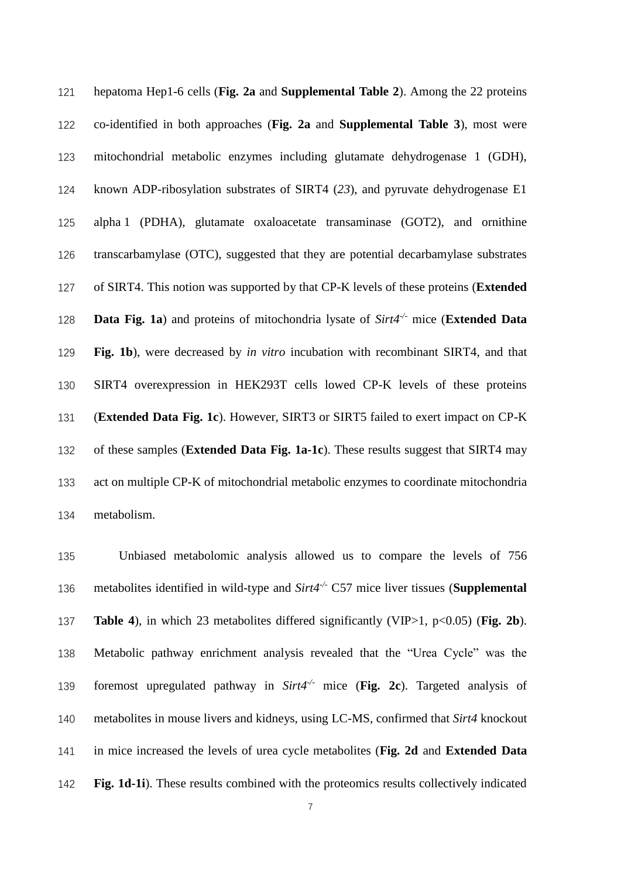hepatoma Hep1-6 cells (**Fig. 2a** and **Supplemental Table 2**). Among the 22 proteins co-identified in both approaches (**Fig. 2a** and **Supplemental Table 3**), most were mitochondrial metabolic enzymes including glutamate dehydrogenase 1 (GDH), known ADP-ribosylation substrates of SIRT4 (*23*), and pyruvate dehydrogenase E1 alpha 1 (PDHA), glutamate oxaloacetate transaminase (GOT2), and ornithine transcarbamylase (OTC), suggested that they are potential decarbamylase substrates of SIRT4. This notion was supported by that CP-K levels of these proteins (**Extended Data Fig. 1a**) and proteins of mitochondria lysate of *Sirt4*$^{-/-}$ mice (**Extended Data Fig. 1b**), were decreased by *in vitro* incubation with recombinant SIRT4, and that SIRT4 overexpression in HEK293T cells lowed CP-K levels of these proteins (**Extended Data Fig. 1c**). However, SIRT3 or SIRT5 failed to exert impact on CP-K of these samples (**Extended Data Fig. 1a-1c**). These results suggest that SIRT4 may act on multiple CP-K of mitochondrial metabolic enzymes to coordinate mitochondria metabolism.

Unbiased metabolomic analysis allowed us to compare the levels of 756 metabolites identified in wild-type and *Sirt4*$^{-/-}$ C57 mice liver tissues (**Supplemental Table 4**), in which 23 metabolites differed significantly (VIP>1, $p<0.05$) (**Fig. 2b**). Metabolic pathway enrichment analysis revealed that the "Urea Cycle" was the foremost upregulated pathway in *Sirt4*$^{-/-}$ mice (**Fig. 2c**). Targeted analysis of metabolites in mouse livers and kidneys, using LC-MS, confirmed that *Sirt4* knockout in mice increased the levels of urea cycle metabolites (**Fig. 2d** and **Extended Data Fig. 1d-1i**). These results combined with the proteomics results collectively indicated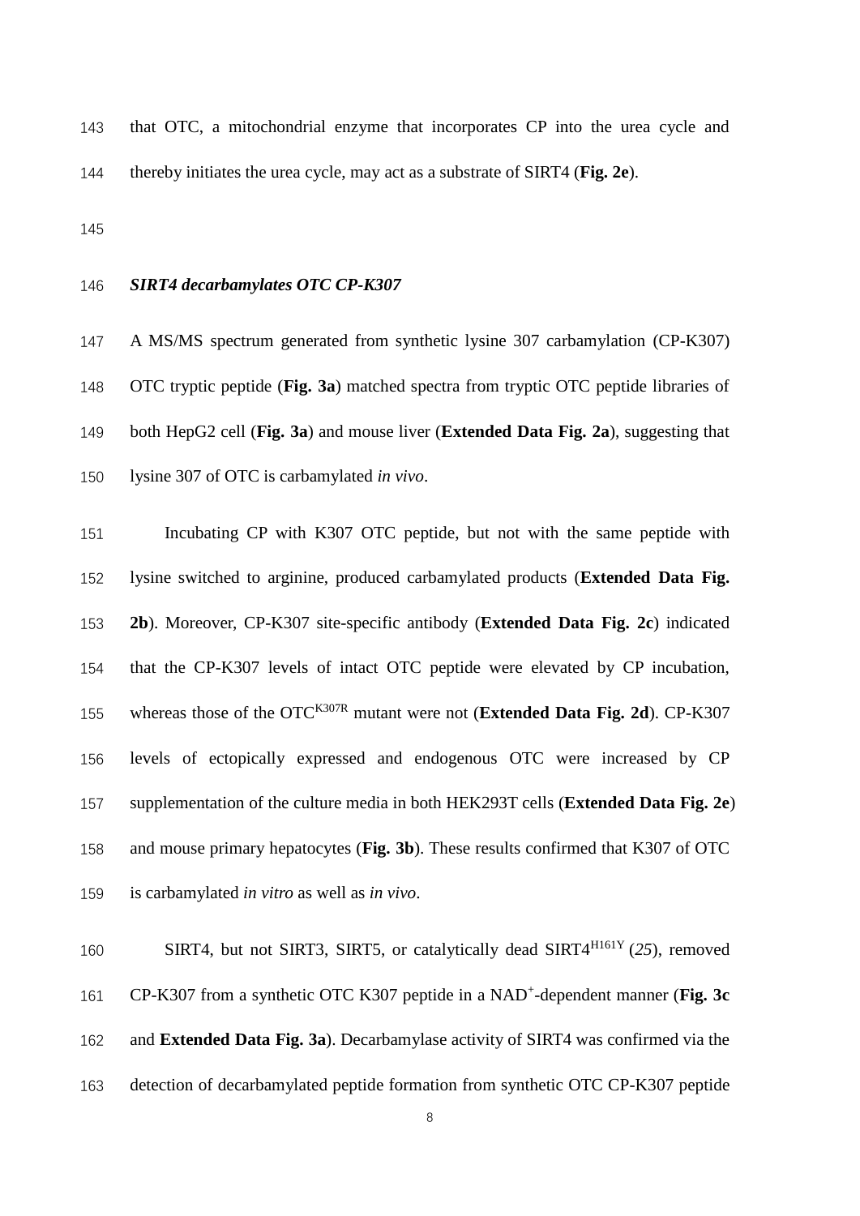that OTC, a mitochondrial enzyme that incorporates CP into the urea cycle and thereby initiates the urea cycle, may act as a substrate of SIRT4 (**Fig. 2e**).

***SIRT4 decarbamylates OTC CP-K307***

A MS/MS spectrum generated from synthetic lysine 307 carbamylation (CP-K307) OTC tryptic peptide (**Fig. 3a**) matched spectra from tryptic OTC peptide libraries of both HepG2 cell (**Fig. 3a**) and mouse liver (**Extended Data Fig. 2a**), suggesting that lysine 307 of OTC is carbamylated *in vivo*.

Incubating CP with K307 OTC peptide, but not with the same peptide with lysine switched to arginine, produced carbamylated products (**Extended Data Fig. 2b**). Moreover, CP-K307 site-specific antibody (**Extended Data Fig. 2c**) indicated that the CP-K307 levels of intact OTC peptide were elevated by CP incubation, whereas those of the $OTC^{K307R}$ mutant were not (**Extended Data Fig. 2d**). CP-K307 levels of ectopically expressed and endogenous OTC were increased by CP supplementation of the culture media in both HEK293T cells (**Extended Data Fig. 2e**) and mouse primary hepatocytes (**Fig. 3b**). These results confirmed that K307 of OTC is carbamylated *in vitro* as well as *in vivo*.

SIRT4, but not SIRT3, SIRT5, or catalytically dead $SIRT4^{H161Y}$ (*25*), removed CP-K307 from a synthetic OTC K307 peptide in a $NAD^{+}$-dependent manner (**Fig. 3c** and **Extended Data Fig. 3a**). Decarbamylase activity of SIRT4 was confirmed via the detection of decarbamylated peptide formation from synthetic OTC CP-K307 peptide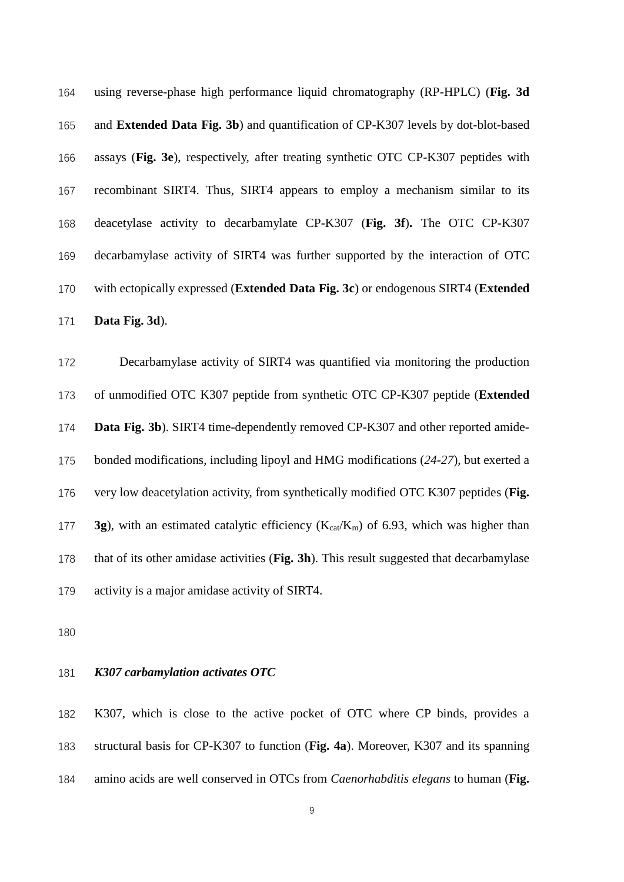using reverse-phase high performance liquid chromatography (RP-HPLC) (**Fig. 3d** and **Extended Data Fig. 3b**) and quantification of CP-K307 levels by dot-blot-based assays (**Fig. 3e**), respectively, after treating synthetic OTC CP-K307 peptides with recombinant SIRT4. Thus, SIRT4 appears to employ a mechanism similar to its deacetylase activity to decarbamylate CP-K307 (**Fig. 3f**). The OTC CP-K307 decarbamylase activity of SIRT4 was further supported by the interaction of OTC with ectopically expressed (**Extended Data Fig. 3c**) or endogenous SIRT4 (**Extended Data Fig. 3d**).

Decarbamylase activity of SIRT4 was quantified via monitoring the production of unmodified OTC K307 peptide from synthetic OTC CP-K307 peptide (**Extended Data Fig. 3b**). SIRT4 time-dependently removed CP-K307 and other reported amide-bonded modifications, including lipoyl and HMG modifications (*24-27*), but exerted a very low deacetylation activity, from synthetically modified OTC K307 peptides (**Fig. 3g**), with an estimated catalytic efficiency ($K_{cat}/K_m$) of 6.93, which was higher than that of its other amidase activities (**Fig. 3h**). This result suggested that decarbamylase activity is a major amidase activity of SIRT4.

### *K307 carbamylation activates OTC*

K307, which is close to the active pocket of OTC where CP binds, provides a structural basis for CP-K307 to function (**Fig. 4a**). Moreover, K307 and its spanning amino acids are well conserved in OTCs from *Caenorhabditis elegans* to human (**Fig.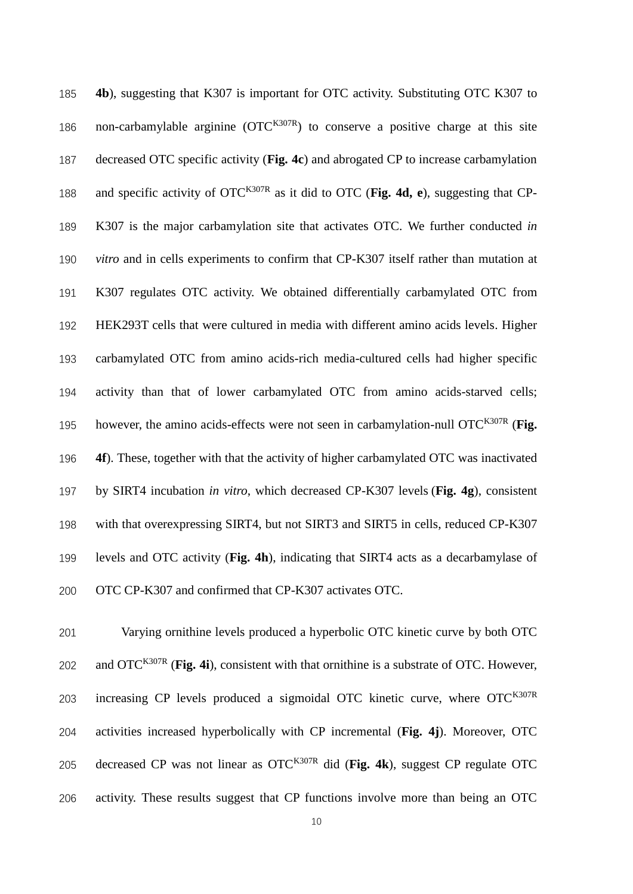**4b**), suggesting that K307 is important for OTC activity. Substituting OTC K307 to non-carbamylable arginine (OTC$^{K307R}$) to conserve a positive charge at this site decreased OTC specific activity (**Fig. 4c**) and abrogated CP to increase carbamylation and specific activity of OTC$^{K307R}$ as it did to OTC (**Fig. 4d, e**), suggesting that CP-K307 is the major carbamylation site that activates OTC. We further conducted *in vitro* and in cells experiments to confirm that CP-K307 itself rather than mutation at K307 regulates OTC activity. We obtained differentially carbamylated OTC from HEK293T cells that were cultured in media with different amino acids levels. Higher carbamylated OTC from amino acids-rich media-cultured cells had higher specific activity than that of lower carbamylated OTC from amino acids-starved cells; however, the amino acids-effects were not seen in carbamylation-null OTC$^{K307R}$ (**Fig. 4f**). These, together with that the activity of higher carbamylated OTC was inactivated by SIRT4 incubation *in vitro*, which decreased CP-K307 levels (**Fig. 4g**), consistent with that overexpressing SIRT4, but not SIRT3 and SIRT5 in cells, reduced CP-K307 levels and OTC activity (**Fig. 4h**), indicating that SIRT4 acts as a decarbamylase of OTC CP-K307 and confirmed that CP-K307 activates OTC.

Varying ornithine levels produced a hyperbolic OTC kinetic curve by both OTC and OTC$^{K307R}$ (**Fig. 4i**), consistent with that ornithine is a substrate of OTC. However, increasing CP levels produced a sigmoidal OTC kinetic curve, where OTC$^{K307R}$ activities increased hyperbolically with CP incremental (**Fig. 4j**). Moreover, OTC decreased CP was not linear as OTC$^{K307R}$ did (**Fig. 4k**), suggest CP regulate OTC activity. These results suggest that CP functions involve more than being an OTC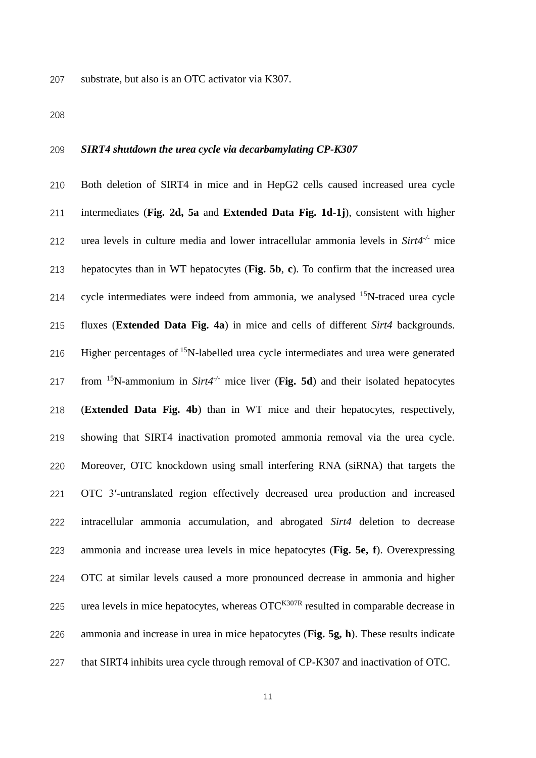substrate, but also is an OTC activator via K307.

***SIRT4 shutdown the urea cycle via decarbamylating CP-K307***

Both deletion of SIRT4 in mice and in HepG2 cells caused increased urea cycle intermediates (**Fig. 2d, 5a** and **Extended Data Fig. 1d-1j**), consistent with higher urea levels in culture media and lower intracellular ammonia levels in *Sirt4*$^{-/-}$ mice hepatocytes than in WT hepatocytes (**Fig. 5b**, **c**). To confirm that the increased urea cycle intermediates were indeed from ammonia, we analysed $^{15}$N-traced urea cycle fluxes (**Extended Data Fig. 4a**) in mice and cells of different *Sirt4* backgrounds. Higher percentages of $^{15}$N-labelled urea cycle intermediates and urea were generated from $^{15}$N-ammonium in *Sirt4*$^{-/-}$ mice liver (**Fig. 5d**) and their isolated hepatocytes (**Extended Data Fig. 4b**) than in WT mice and their hepatocytes, respectively, showing that SIRT4 inactivation promoted ammonia removal via the urea cycle. Moreover, OTC knockdown using small interfering RNA (siRNA) that targets the OTC 3′-untranslated region effectively decreased urea production and increased intracellular ammonia accumulation, and abrogated *Sirt4* deletion to decrease ammonia and increase urea levels in mice hepatocytes (**Fig. 5e, f**). Overexpressing OTC at similar levels caused a more pronounced decrease in ammonia and higher urea levels in mice hepatocytes, whereas OTC$^{K307R}$ resulted in comparable decrease in ammonia and increase in urea in mice hepatocytes (**Fig. 5g, h**). These results indicate that SIRT4 inhibits urea cycle through removal of CP-K307 and inactivation of OTC.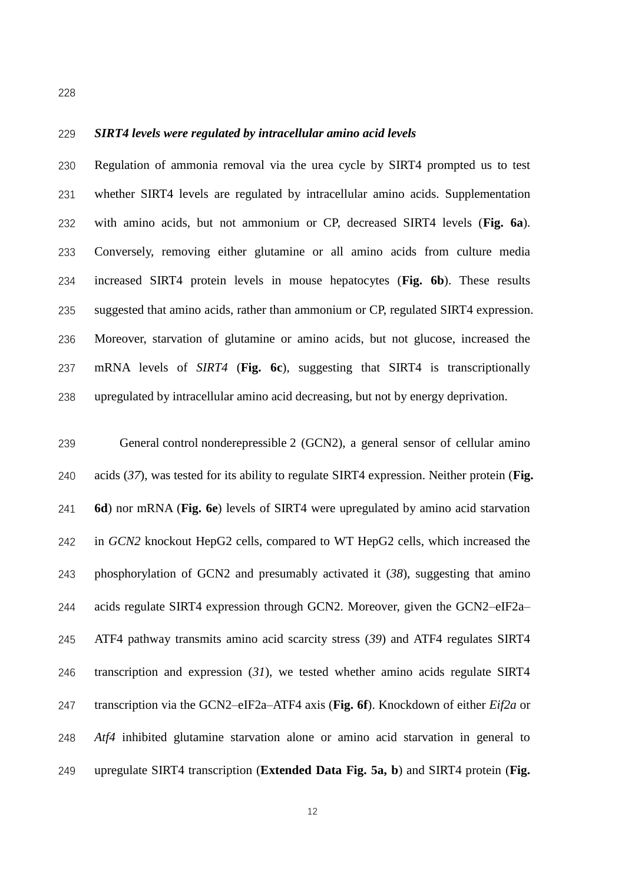### *SIRT4 levels were regulated by intracellular amino acid levels*

Regulation of ammonia removal via the urea cycle by SIRT4 prompted us to test whether SIRT4 levels are regulated by intracellular amino acids. Supplementation with amino acids, but not ammonium or CP, decreased SIRT4 levels (**Fig. 6a**). Conversely, removing either glutamine or all amino acids from culture media increased SIRT4 protein levels in mouse hepatocytes (**Fig. 6b**). These results suggested that amino acids, rather than ammonium or CP, regulated SIRT4 expression. Moreover, starvation of glutamine or amino acids, but not glucose, increased the mRNA levels of *SIRT4* (**Fig. 6c**), suggesting that SIRT4 is transcriptionally upregulated by intracellular amino acid decreasing, but not by energy deprivation.

General control nonderepressible 2 (GCN2), a general sensor of cellular amino acids (*37*), was tested for its ability to regulate SIRT4 expression. Neither protein (**Fig. 6d**) nor mRNA (**Fig. 6e**) levels of SIRT4 were upregulated by amino acid starvation in *GCN2* knockout HepG2 cells, compared to WT HepG2 cells, which increased the phosphorylation of GCN2 and presumably activated it (*38*), suggesting that amino acids regulate SIRT4 expression through GCN2. Moreover, given the GCN2–eIF2a–ATF4 pathway transmits amino acid scarcity stress (*39*) and ATF4 regulates SIRT4 transcription and expression (*31*), we tested whether amino acids regulate SIRT4 transcription via the GCN2–eIF2a–ATF4 axis (**Fig. 6f**). Knockdown of either *Eif2a* or *Atf4* inhibited glutamine starvation alone or amino acid starvation in general to upregulate SIRT4 transcription (**Extended Data Fig. 5a, b**) and SIRT4 protein (**Fig.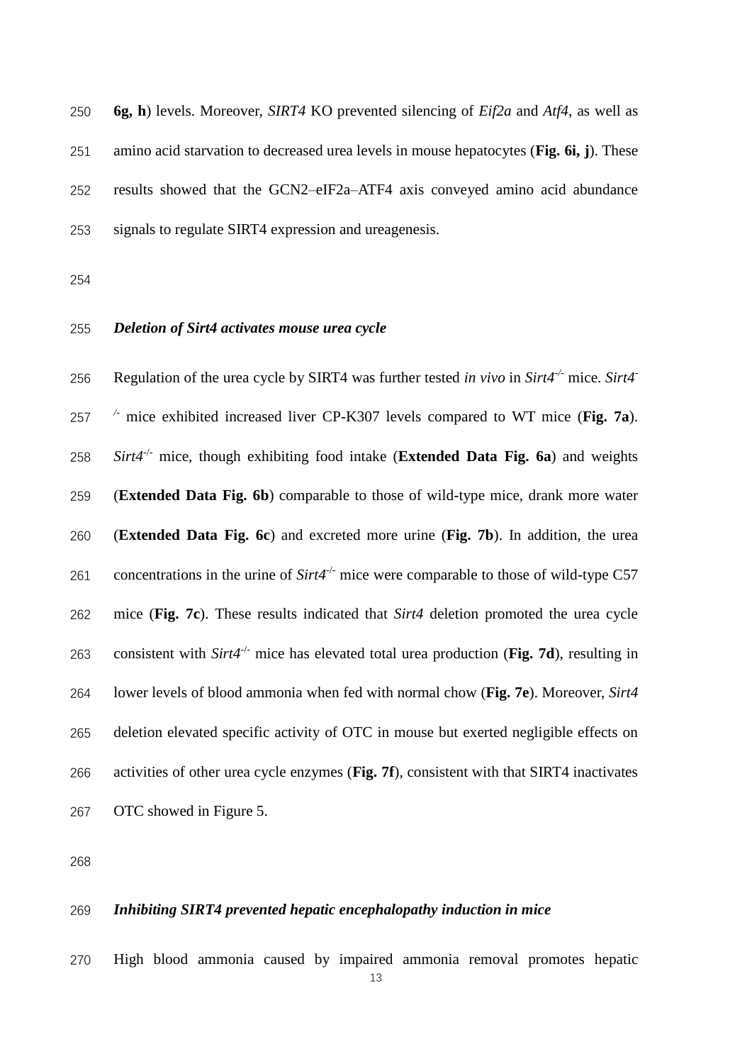**6g, h**) levels. Moreover, *SIRT4* KO prevented silencing of *Eif2a* and *Atf4*, as well as amino acid starvation to decreased urea levels in mouse hepatocytes (**Fig. 6i, j**). These results showed that the GCN2–eIF2a–ATF4 axis conveyed amino acid abundance signals to regulate SIRT4 expression and ureagenesis.

### *Deletion of Sirt4 activates mouse urea cycle*

Regulation of the urea cycle by SIRT4 was further tested *in vivo* in *Sirt4*$^{-/-}$ mice. *Sirt4*$^{-/-}$ mice exhibited increased liver CP-K307 levels compared to WT mice (**Fig. 7a**). *Sirt4*$^{-/-}$ mice, though exhibiting food intake (**Extended Data Fig. 6a**) and weights (**Extended Data Fig. 6b**) comparable to those of wild-type mice, drank more water (**Extended Data Fig. 6c**) and excreted more urine (**Fig. 7b**). In addition, the urea concentrations in the urine of *Sirt4*$^{-/-}$ mice were comparable to those of wild-type C57 mice (**Fig. 7c**). These results indicated that *Sirt4* deletion promoted the urea cycle consistent with *Sirt4*$^{-/-}$ mice has elevated total urea production (**Fig. 7d**), resulting in lower levels of blood ammonia when fed with normal chow (**Fig. 7e**). Moreover, *Sirt4* deletion elevated specific activity of OTC in mouse but exerted negligible effects on activities of other urea cycle enzymes (**Fig. 7f**), consistent with that SIRT4 inactivates OTC showed in Figure 5.

### *Inhibiting SIRT4 prevented hepatic encephalopathy induction in mice*

High blood ammonia caused by impaired ammonia removal promotes hepatic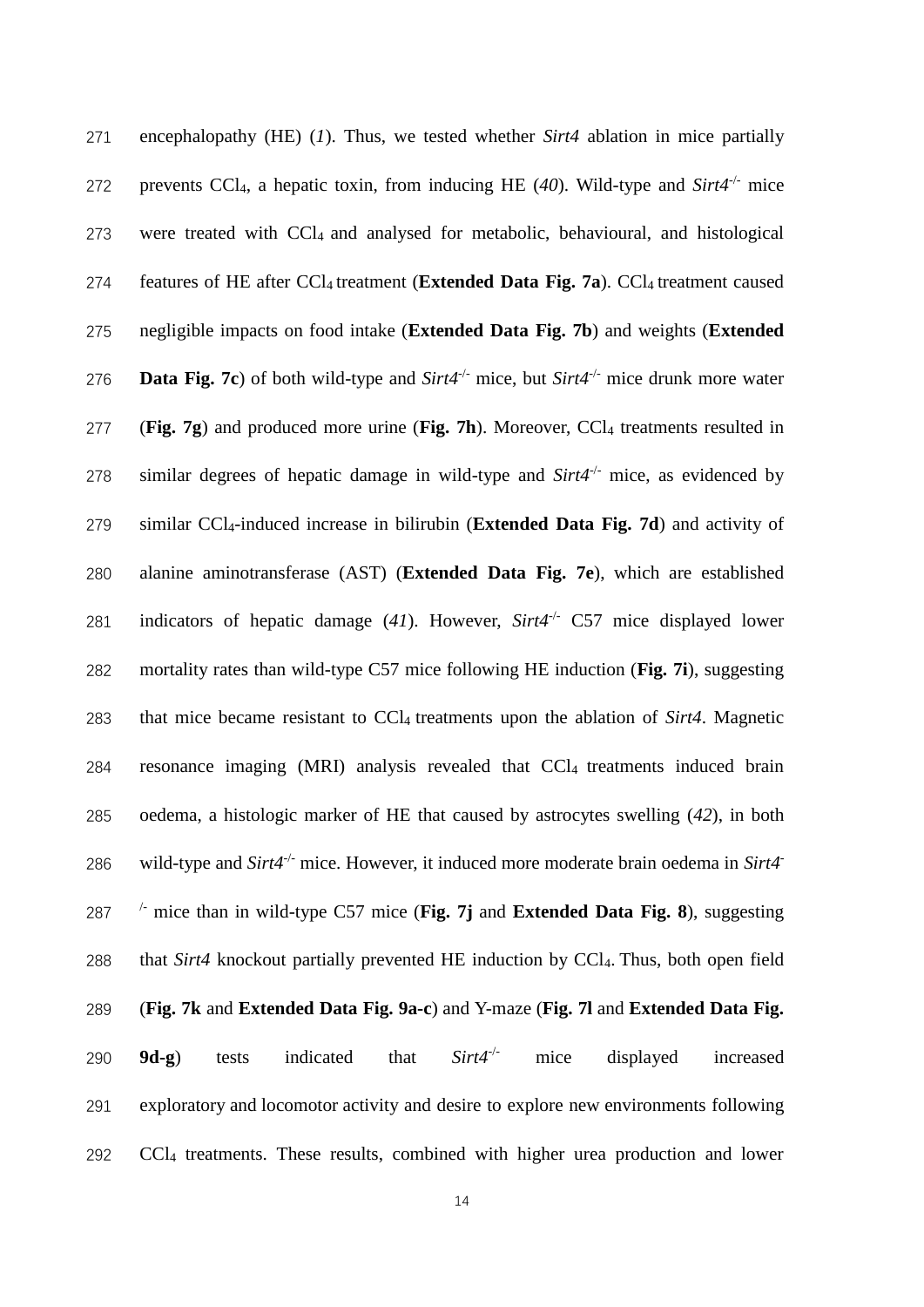encephalopathy (HE) (*1*). Thus, we tested whether *Sirt4* ablation in mice partially prevents $CCl_4$, a hepatic toxin, from inducing HE (*40*). Wild-type and *Sirt4*$^{-/-}$ mice were treated with $CCl_4$ and analysed for metabolic, behavioural, and histological features of HE after $CCl_4$ treatment (**Extended Data Fig. 7a**). $CCl_4$ treatment caused negligible impacts on food intake (**Extended Data Fig. 7b**) and weights (**Extended Data Fig. 7c**) of both wild-type and *Sirt4*$^{-/-}$ mice, but *Sirt4*$^{-/-}$ mice drunk more water (**Fig. 7g**) and produced more urine (**Fig. 7h**). Moreover, $CCl_4$ treatments resulted in similar degrees of hepatic damage in wild-type and *Sirt4*$^{-/-}$ mice, as evidenced by similar $CCl_4$-induced increase in bilirubin (**Extended Data Fig. 7d**) and activity of alanine aminotransferase (AST) (**Extended Data Fig. 7e**), which are established indicators of hepatic damage (*41*). However, *Sirt4*$^{-/-}$ C57 mice displayed lower mortality rates than wild-type C57 mice following HE induction (**Fig. 7i**), suggesting that mice became resistant to $CCl_4$ treatments upon the ablation of *Sirt4*. Magnetic resonance imaging (MRI) analysis revealed that $CCl_4$ treatments induced brain oedema, a histologic marker of HE that caused by astrocytes swelling (*42*), in both wild-type and *Sirt4*$^{-/-}$ mice. However, it induced more moderate brain oedema in *Sirt4*$^{-/-}$ mice than in wild-type C57 mice (**Fig. 7j** and **Extended Data Fig. 8**), suggesting that *Sirt4* knockout partially prevented HE induction by $CCl_4$. Thus, both open field (**Fig. 7k** and **Extended Data Fig. 9a-c**) and Y-maze (**Fig. 7l** and **Extended Data Fig. 9d-g**) tests indicated that *Sirt4*$^{-/-}$ mice displayed increased exploratory and locomotor activity and desire to explore new environments following $CCl_4$ treatments. These results, combined with higher urea production and lower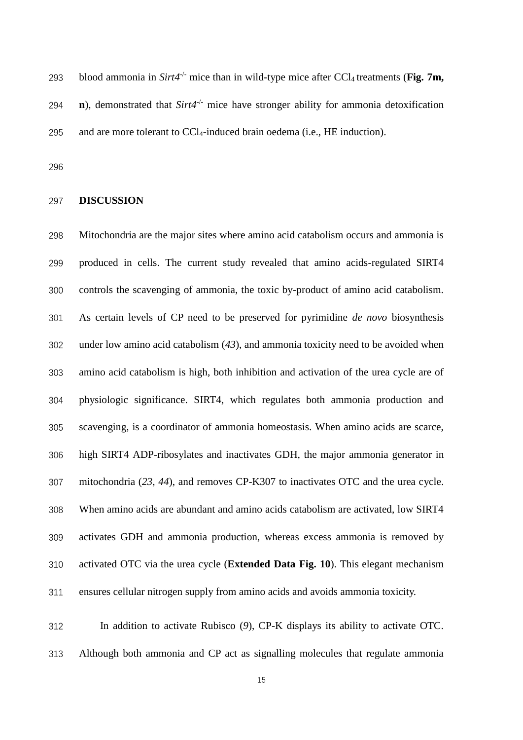blood ammonia in *Sirt4*$^{-/-}$ mice than in wild-type mice after $CCl_4$ treatments (**Fig. 7m, n**), demonstrated that *Sirt4*$^{-/-}$ mice have stronger ability for ammonia detoxification and are more tolerant to $CCl_4$-induced brain oedema (i.e., HE induction).

## DISCUSSION

Mitochondria are the major sites where amino acid catabolism occurs and ammonia is produced in cells. The current study revealed that amino acids-regulated SIRT4 controls the scavenging of ammonia, the toxic by-product of amino acid catabolism. As certain levels of CP need to be preserved for pyrimidine *de novo* biosynthesis under low amino acid catabolism (*43*), and ammonia toxicity need to be avoided when amino acid catabolism is high, both inhibition and activation of the urea cycle are of physiologic significance. SIRT4, which regulates both ammonia production and scavenging, is a coordinator of ammonia homeostasis. When amino acids are scarce, high SIRT4 ADP-ribosylates and inactivates GDH, the major ammonia generator in mitochondria (*23, 44*), and removes CP-K307 to inactivates OTC and the urea cycle. When amino acids are abundant and amino acids catabolism are activated, low SIRT4 activates GDH and ammonia production, whereas excess ammonia is removed by activated OTC via the urea cycle (**Extended Data Fig. 10**). This elegant mechanism ensures cellular nitrogen supply from amino acids and avoids ammonia toxicity.

In addition to activate Rubisco (*9*), CP-K displays its ability to activate OTC. Although both ammonia and CP act as signalling molecules that regulate ammonia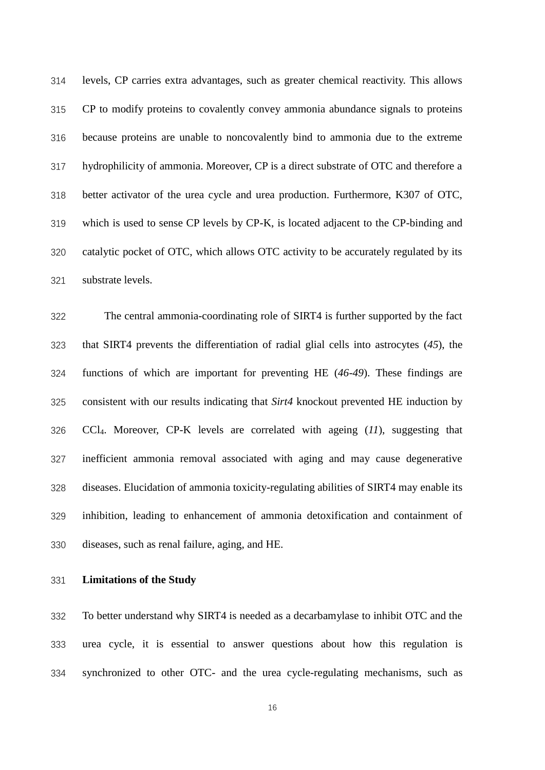levels, CP carries extra advantages, such as greater chemical reactivity. This allows CP to modify proteins to covalently convey ammonia abundance signals to proteins because proteins are unable to noncovalently bind to ammonia due to the extreme hydrophilicity of ammonia. Moreover, CP is a direct substrate of OTC and therefore a better activator of the urea cycle and urea production. Furthermore, K307 of OTC, which is used to sense CP levels by CP-K, is located adjacent to the CP-binding and catalytic pocket of OTC, which allows OTC activity to be accurately regulated by its substrate levels.

The central ammonia-coordinating role of SIRT4 is further supported by the fact that SIRT4 prevents the differentiation of radial glial cells into astrocytes (*45*), the functions of which are important for preventing HE (*46-49*). These findings are consistent with our results indicating that *Sirt4* knockout prevented HE induction by $CCl_4$. Moreover, CP-K levels are correlated with ageing (*11*), suggesting that inefficient ammonia removal associated with aging and may cause degenerative diseases. Elucidation of ammonia toxicity-regulating abilities of SIRT4 may enable its inhibition, leading to enhancement of ammonia detoxification and containment of diseases, such as renal failure, aging, and HE.

**Limitations of the Study**

To better understand why SIRT4 is needed as a decarbamylase to inhibit OTC and the urea cycle, it is essential to answer questions about how this regulation is synchronized to other OTC- and the urea cycle-regulating mechanisms, such as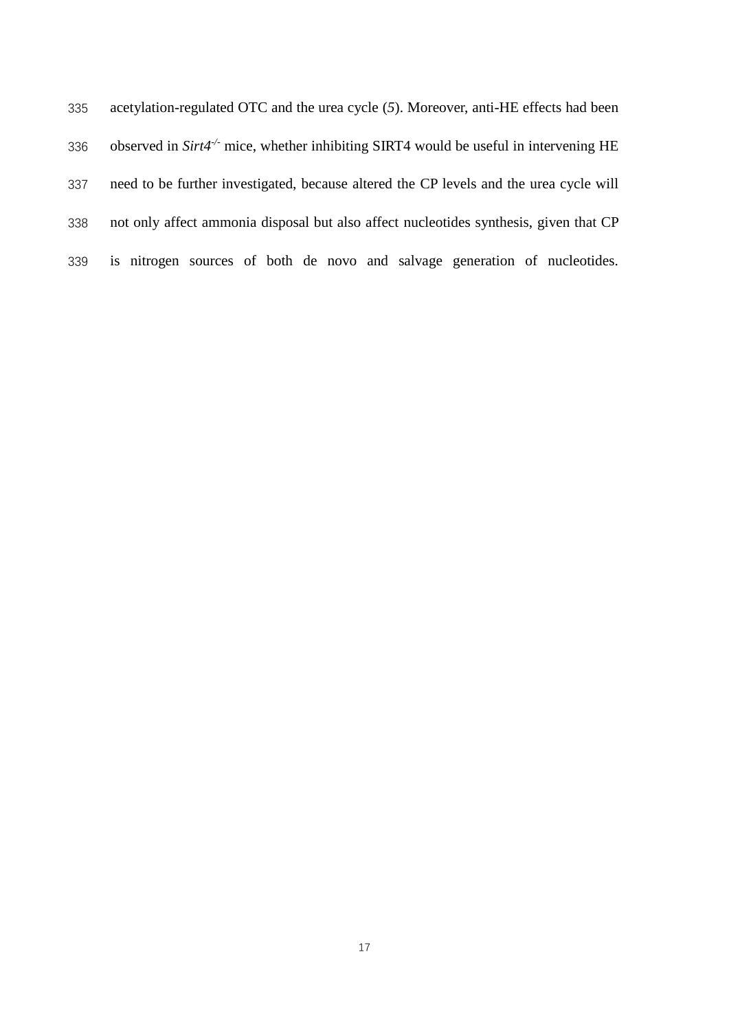acetylation-regulated OTC and the urea cycle (*5*). Moreover, anti-HE effects had been observed in *Sirt4*$^{-/-}$ mice, whether inhibiting SIRT4 would be useful in intervening HE need to be further investigated, because altered the CP levels and the urea cycle will not only affect ammonia disposal but also affect nucleotides synthesis, given that CP is nitrogen sources of both de novo and salvage generation of nucleotides.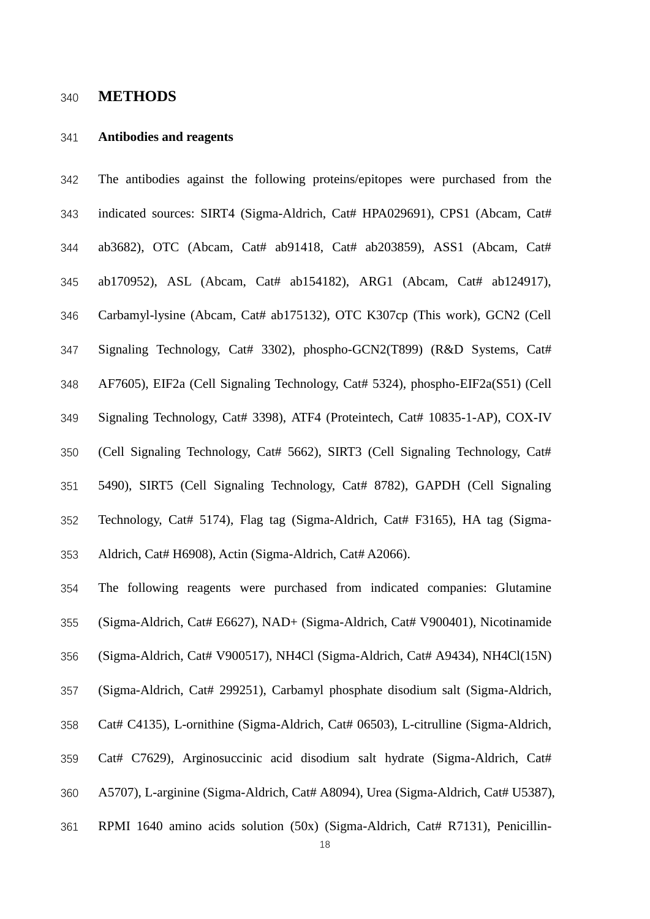# METHODS

## Antibodies and reagents

The antibodies against the following proteins/epitopes were purchased from the indicated sources: SIRT4 (Sigma-Aldrich, Cat# HPA029691), CPS1 (Abcam, Cat# ab3682), OTC (Abcam, Cat# ab91418, Cat# ab203859), ASS1 (Abcam, Cat# ab170952), ASL (Abcam, Cat# ab154182), ARG1 (Abcam, Cat# ab124917), Carbamyl-lysine (Abcam, Cat# ab175132), OTC K307cp (This work), GCN2 (Cell Signaling Technology, Cat# 3302), phospho-GCN2(T899) (R&D Systems, Cat# AF7605), EIF2a (Cell Signaling Technology, Cat# 5324), phospho-EIF2a(S51) (Cell Signaling Technology, Cat# 3398), ATF4 (Proteintech, Cat# 10835-1-AP), COX-IV (Cell Signaling Technology, Cat# 5662), SIRT3 (Cell Signaling Technology, Cat# 5490), SIRT5 (Cell Signaling Technology, Cat# 8782), GAPDH (Cell Signaling Technology, Cat# 5174), Flag tag (Sigma-Aldrich, Cat# F3165), HA tag (Sigma-Aldrich, Cat# H6908), Actin (Sigma-Aldrich, Cat# A2066).

The following reagents were purchased from indicated companies: Glutamine (Sigma-Aldrich, Cat# E6627), NAD+ (Sigma-Aldrich, Cat# V900401), Nicotinamide (Sigma-Aldrich, Cat# V900517), $NH_4Cl$ (Sigma-Aldrich, Cat# A9434), $NH_4Cl$(15N) (Sigma-Aldrich, Cat# 299251), Carbamyl phosphate disodium salt (Sigma-Aldrich, Cat# C4135), L-ornithine (Sigma-Aldrich, Cat# 06503), L-citrulline (Sigma-Aldrich, Cat# C7629), Arginosuccinic acid disodium salt hydrate (Sigma-Aldrich, Cat# A5707), L-arginine (Sigma-Aldrich, Cat# A8094), Urea (Sigma-Aldrich, Cat# U5387), RPMI 1640 amino acids solution (50x) (Sigma-Aldrich, Cat# R7131), Penicillin-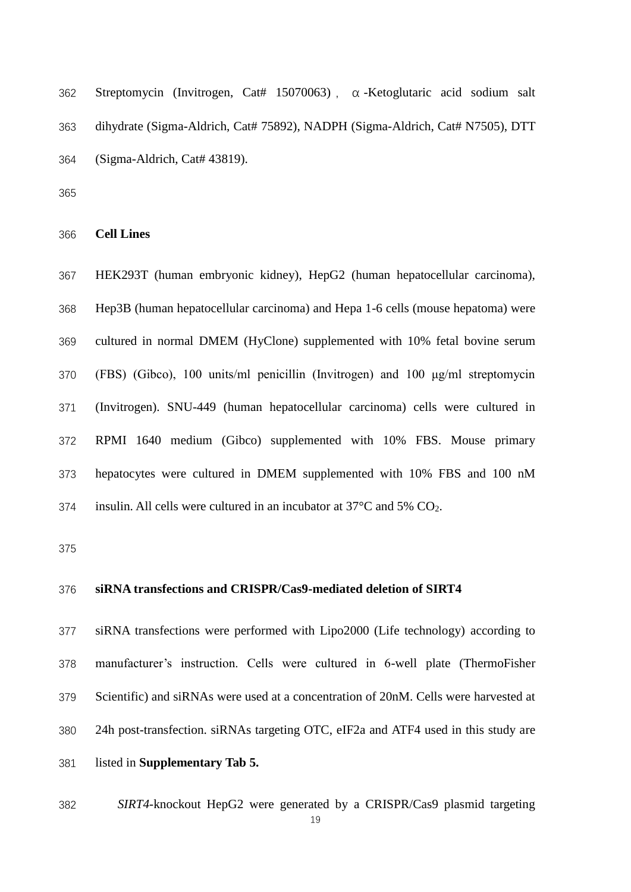Streptomycin (Invitrogen, Cat# 15070063)， α-Ketoglutaric acid sodium salt dihydrate (Sigma-Aldrich, Cat# 75892), NADPH (Sigma-Aldrich, Cat# N7505), DTT (Sigma-Aldrich, Cat# 43819).

**Cell Lines**

HEK293T (human embryonic kidney), HepG2 (human hepatocellular carcinoma), Hep3B (human hepatocellular carcinoma) and Hepa 1-6 cells (mouse hepatoma) were cultured in normal DMEM (HyClone) supplemented with 10% fetal bovine serum (FBS) (Gibco), 100 units/ml penicillin (Invitrogen) and 100 μg/ml streptomycin (Invitrogen). SNU-449 (human hepatocellular carcinoma) cells were cultured in RPMI 1640 medium (Gibco) supplemented with 10% FBS. Mouse primary hepatocytes were cultured in DMEM supplemented with 10% FBS and 100 nM insulin. All cells were cultured in an incubator at 37°C and 5% $CO_2$.

**siRNA transfections and CRISPR/Cas9-mediated deletion of SIRT4**

siRNA transfections were performed with Lipo2000 (Life technology) according to manufacturer's instruction. Cells were cultured in 6-well plate (ThermoFisher Scientific) and siRNAs were used at a concentration of 20nM. Cells were harvested at 24h post-transfection. siRNAs targeting OTC, eIF2a and ATF4 used in this study are listed in **Supplementary Tab 5.**

*SIRT4*-knockout HepG2 were generated by a CRISPR/Cas9 plasmid targeting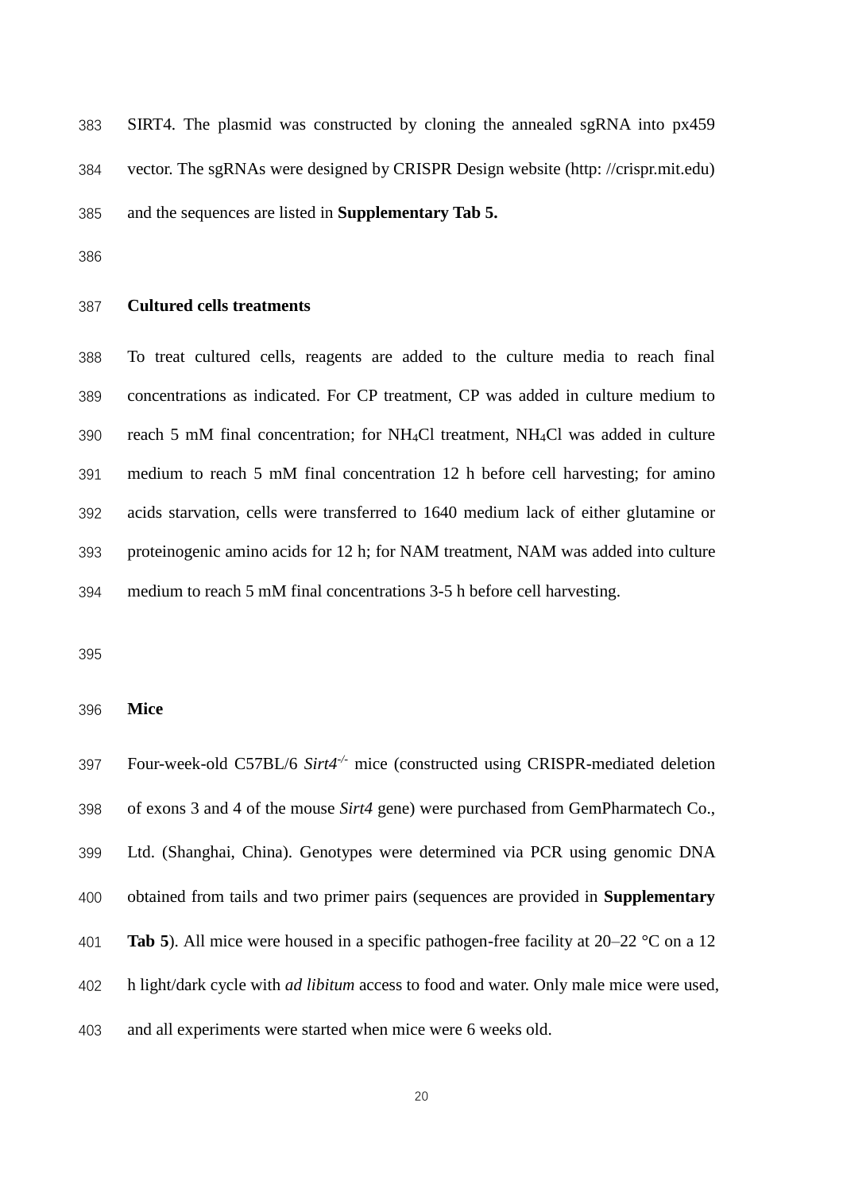SIRT4. The plasmid was constructed by cloning the annealed sgRNA into px459 vector. The sgRNAs were designed by CRISPR Design website (http: //crispr.mit.edu) and the sequences are listed in **Supplementary Tab 5.**

**Cultured cells treatments**

To treat cultured cells, reagents are added to the culture media to reach final concentrations as indicated. For CP treatment, CP was added in culture medium to reach 5 mM final concentration; for $NH_4Cl$ treatment, $NH_4Cl$ was added in culture medium to reach 5 mM final concentration 12 h before cell harvesting; for amino acids starvation, cells were transferred to 1640 medium lack of either glutamine or proteinogenic amino acids for 12 h; for NAM treatment, NAM was added into culture medium to reach 5 mM final concentrations 3-5 h before cell harvesting.

**Mice**

Four-week-old C57BL/6 *Sirt4*$^{-/-}$ mice (constructed using CRISPR-mediated deletion of exons 3 and 4 of the mouse *Sirt4* gene) were purchased from GemPharmatech Co., Ltd. (Shanghai, China). Genotypes were determined via PCR using genomic DNA obtained from tails and two primer pairs (sequences are provided in **Supplementary Tab 5**). All mice were housed in a specific pathogen-free facility at 20–22 °C on a 12 h light/dark cycle with *ad libitum* access to food and water. Only male mice were used, and all experiments were started when mice were 6 weeks old.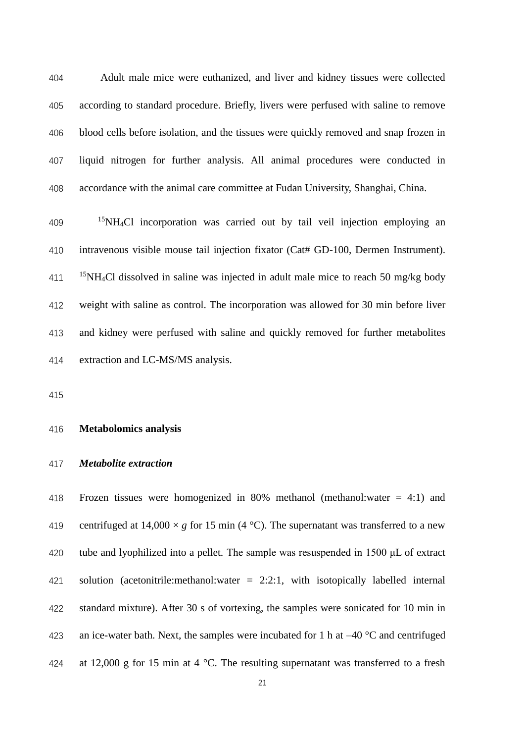Adult male mice were euthanized, and liver and kidney tissues were collected according to standard procedure. Briefly, livers were perfused with saline to remove blood cells before isolation, and the tissues were quickly removed and snap frozen in liquid nitrogen for further analysis. All animal procedures were conducted in accordance with the animal care committee at Fudan University, Shanghai, China.

$^{15}NH_4Cl$ incorporation was carried out by tail veil injection employing an intravenous visible mouse tail injection fixator (Cat# GD-100, Dermen Instrument). $^{15}NH_4Cl$ dissolved in saline was injected in adult male mice to reach 50 mg/kg body weight with saline as control. The incorporation was allowed for 30 min before liver and kidney were perfused with saline and quickly removed for further metabolites extraction and LC-MS/MS analysis.

## Metabolomics analysis

### *Metabolite extraction*

Frozen tissues were homogenized in 80% methanol (methanol:water = 4:1) and centrifuged at 14,000 × *g* for 15 min (4 °C). The supernatant was transferred to a new tube and lyophilized into a pellet. The sample was resuspended in 1500 μL of extract solution (acetonitrile:methanol:water = 2:2:1, with isotopically labelled internal standard mixture). After 30 s of vortexing, the samples were sonicated for 10 min in an ice-water bath. Next, the samples were incubated for 1 h at –40 °C and centrifuged at 12,000 g for 15 min at 4 °C. The resulting supernatant was transferred to a fresh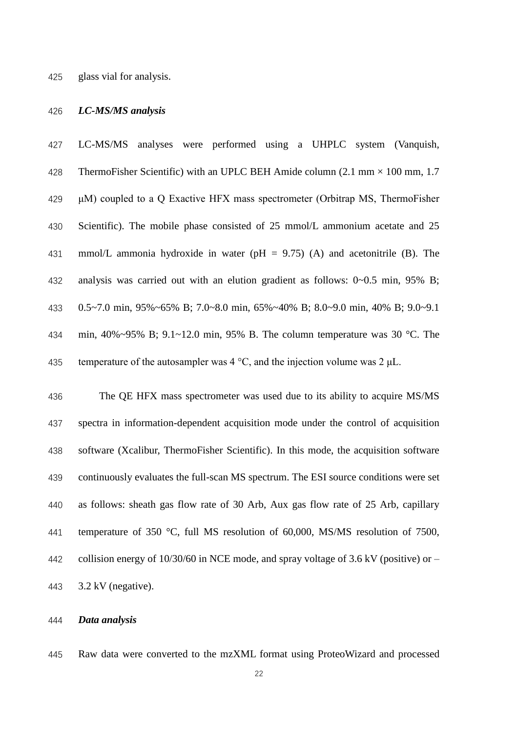glass vial for analysis.

***LC-MS/MS analysis***

LC-MS/MS analyses were performed using a UHPLC system (Vanquish, ThermoFisher Scientific) with an UPLC BEH Amide column (2.1 mm × 100 mm, 1.7 μM) coupled to a Q Exactive HFX mass spectrometer (Orbitrap MS, ThermoFisher Scientific). The mobile phase consisted of 25 mmol/L ammonium acetate and 25 mmol/L ammonia hydroxide in water (pH = 9.75) (A) and acetonitrile (B). The analysis was carried out with an elution gradient as follows: 0~0.5 min, 95% B; 0.5~7.0 min, 95%~65% B; 7.0~8.0 min, 65%~40% B; 8.0~9.0 min, 40% B; 9.0~9.1 min, 40%~95% B; 9.1~12.0 min, 95% B. The column temperature was 30 °C. The temperature of the autosampler was 4 °C, and the injection volume was 2 μL.

The QE HFX mass spectrometer was used due to its ability to acquire MS/MS spectra in information-dependent acquisition mode under the control of acquisition software (Xcalibur, ThermoFisher Scientific). In this mode, the acquisition software continuously evaluates the full-scan MS spectrum. The ESI source conditions were set as follows: sheath gas flow rate of 30 Arb, Aux gas flow rate of 25 Arb, capillary temperature of 350 °C, full MS resolution of 60,000, MS/MS resolution of 7500, collision energy of 10/30/60 in NCE mode, and spray voltage of 3.6 kV (positive) or – 3.2 kV (negative).

***Data analysis***

Raw data were converted to the mzXML format using ProteoWizard and processed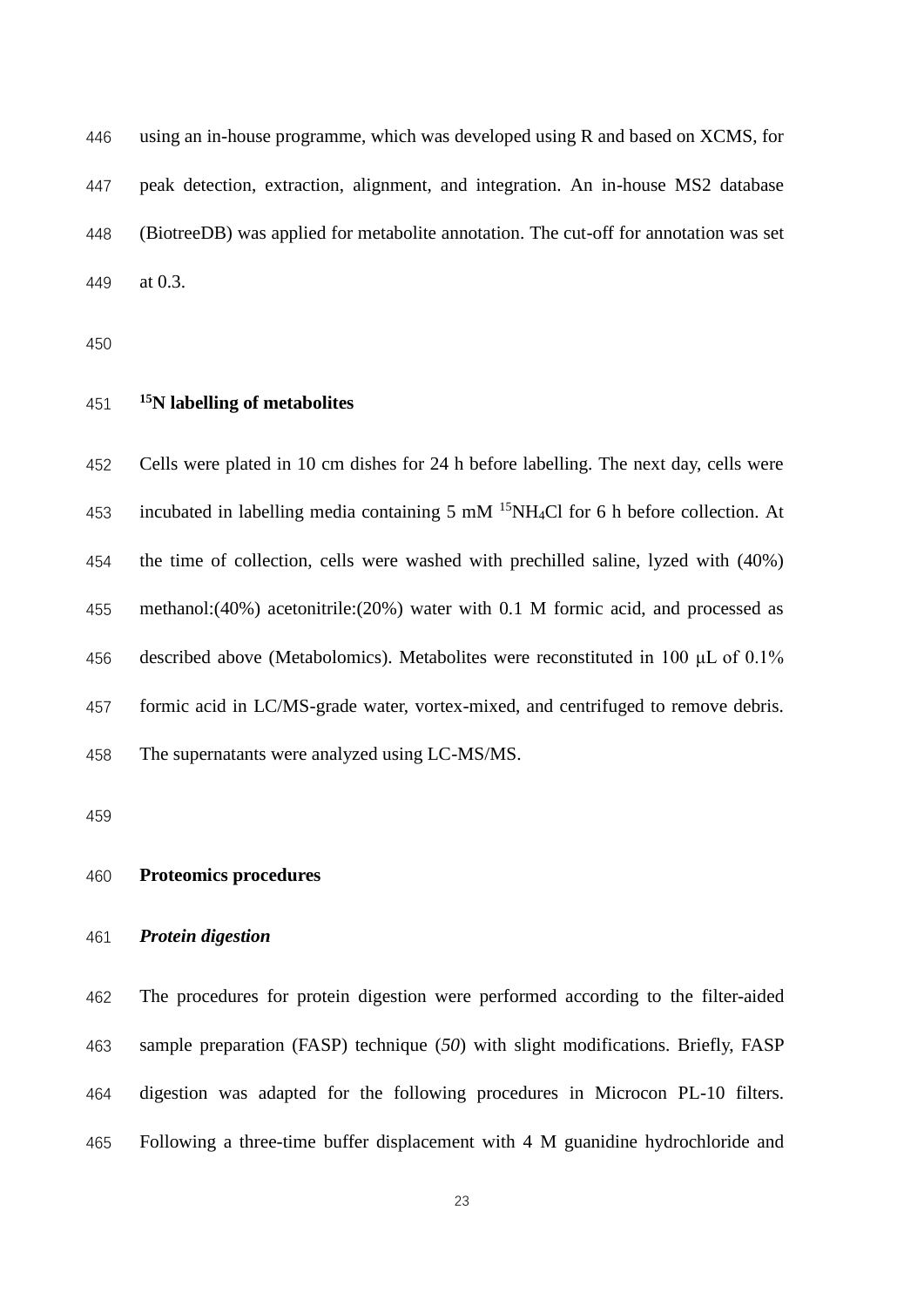using an in-house programme, which was developed using R and based on XCMS, for peak detection, extraction, alignment, and integration. An in-house MS2 database (BiotreeDB) was applied for metabolite annotation. The cut-off for annotation was set at 0.3.

### $^{15}$N labelling of metabolites

Cells were plated in 10 cm dishes for 24 h before labelling. The next day, cells were incubated in labelling media containing 5 mM $^{15}NH_4Cl$ for 6 h before collection. At the time of collection, cells were washed with prechilled saline, lyzed with (40%) methanol:(40%) acetonitrile:(20%) water with 0.1 M formic acid, and processed as described above (Metabolomics). Metabolites were reconstituted in 100 μL of 0.1% formic acid in LC/MS-grade water, vortex-mixed, and centrifuged to remove debris. The supernatants were analyzed using LC-MS/MS.

### Proteomics procedures

#### *Protein digestion*

The procedures for protein digestion were performed according to the filter-aided sample preparation (FASP) technique (*50*) with slight modifications. Briefly, FASP digestion was adapted for the following procedures in Microcon PL-10 filters. Following a three-time buffer displacement with 4 M guanidine hydrochloride and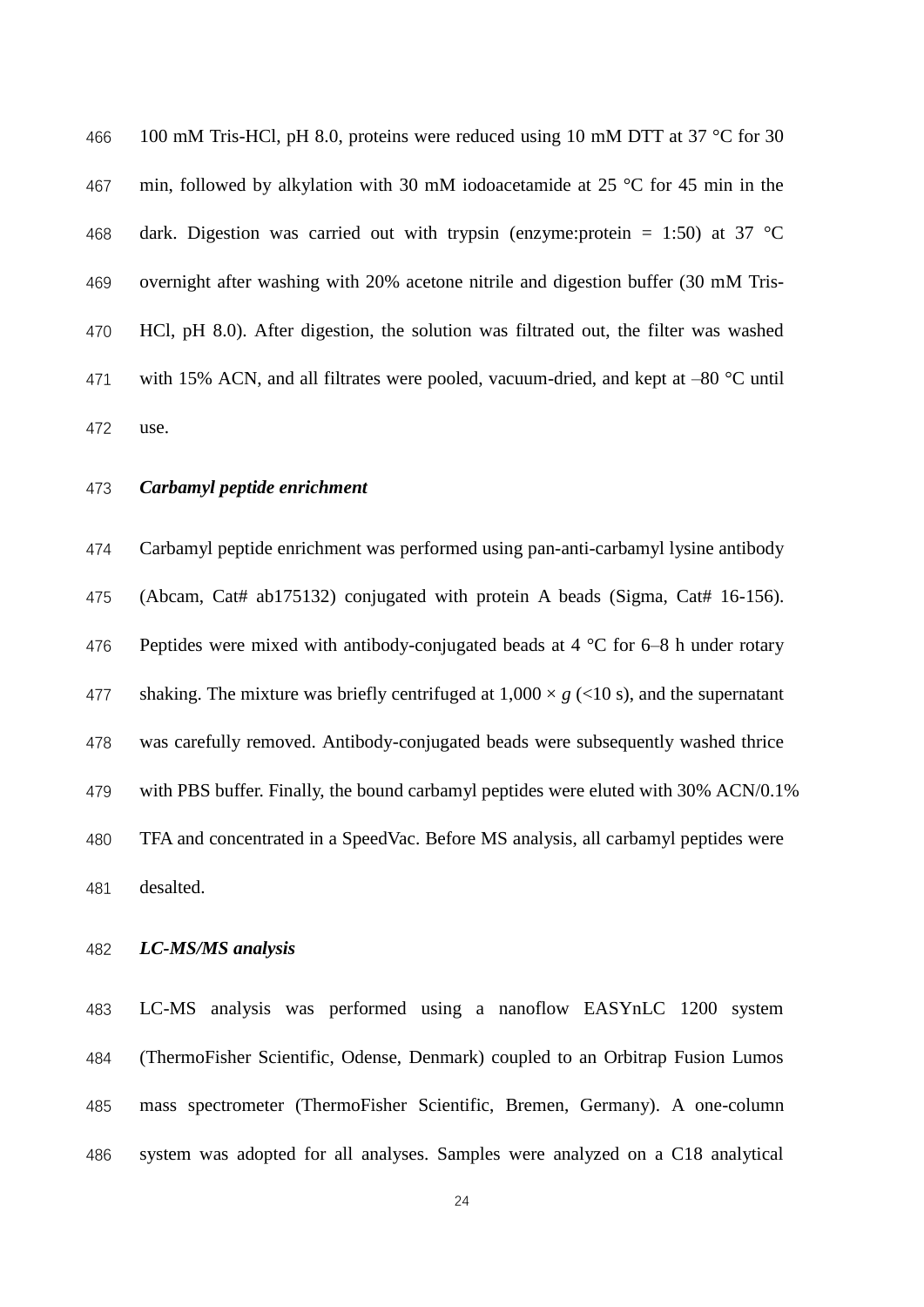100 mM Tris-HCl, pH 8.0, proteins were reduced using 10 mM DTT at 37 °C for 30 min, followed by alkylation with 30 mM iodoacetamide at 25 °C for 45 min in the dark. Digestion was carried out with trypsin (enzyme:protein = 1:50) at 37 °C overnight after washing with 20% acetone nitrile and digestion buffer (30 mM Tris-HCl, pH 8.0). After digestion, the solution was filtrated out, the filter was washed with 15% ACN, and all filtrates were pooled, vacuum-dried, and kept at –80 °C until use.

***Carbamyl peptide enrichment***

Carbamyl peptide enrichment was performed using pan-anti-carbamyl lysine antibody (Abcam, Cat# ab175132) conjugated with protein A beads (Sigma, Cat# 16-156). Peptides were mixed with antibody-conjugated beads at 4 °C for 6–8 h under rotary shaking. The mixture was briefly centrifuged at 1,000 × *g* (<10 s), and the supernatant was carefully removed. Antibody-conjugated beads were subsequently washed thrice with PBS buffer. Finally, the bound carbamyl peptides were eluted with 30% ACN/0.1% TFA and concentrated in a SpeedVac. Before MS analysis, all carbamyl peptides were desalted.

***LC-MS/MS analysis***

LC-MS analysis was performed using a nanoflow EASYnLC 1200 system (ThermoFisher Scientific, Odense, Denmark) coupled to an Orbitrap Fusion Lumos mass spectrometer (ThermoFisher Scientific, Bremen, Germany). A one-column system was adopted for all analyses. Samples were analyzed on a C18 analytical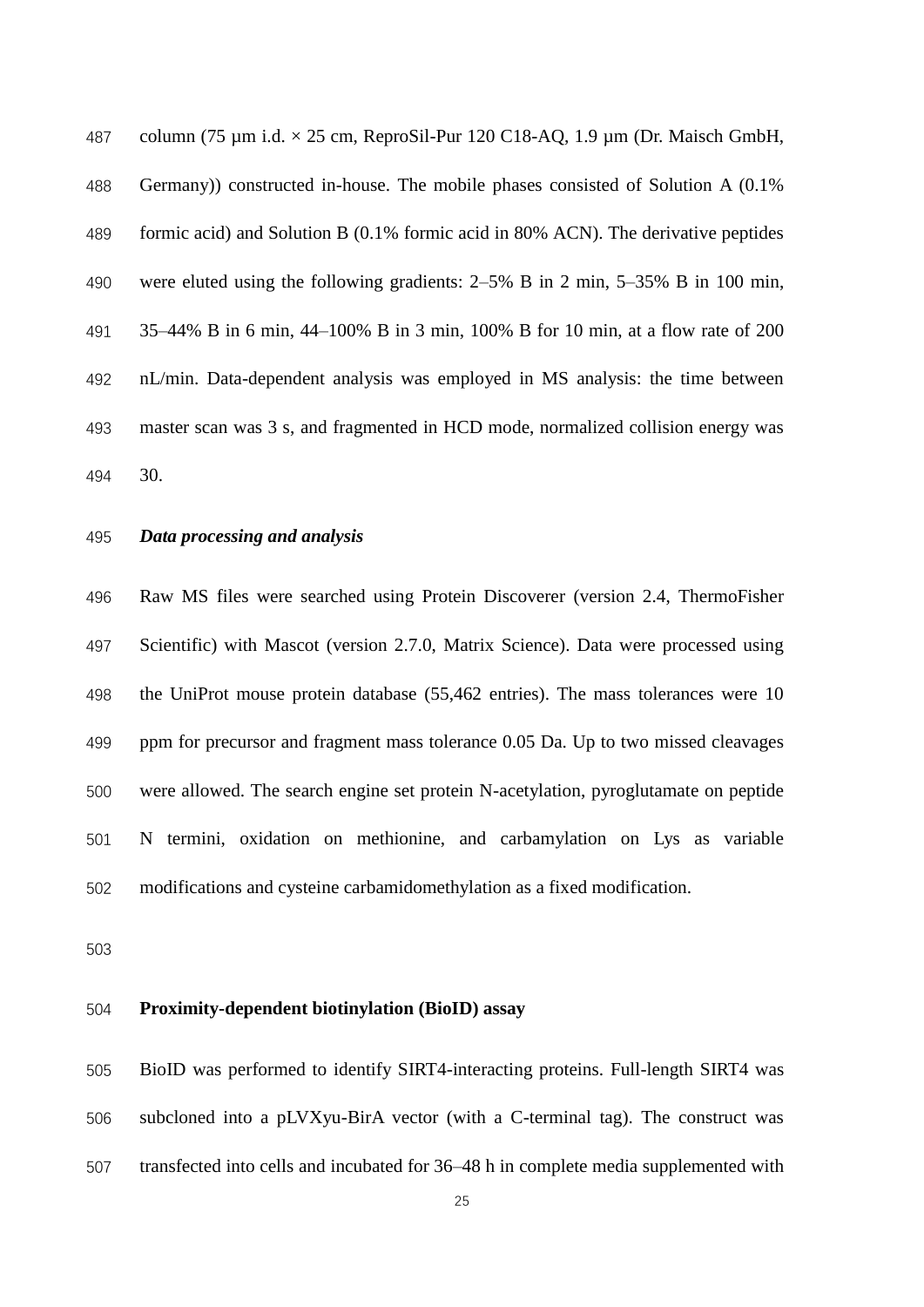column (75 μm i.d. × 25 cm, ReproSil-Pur 120 C18-AQ, 1.9 μm (Dr. Maisch GmbH, Germany)) constructed in-house. The mobile phases consisted of Solution A (0.1% formic acid) and Solution B (0.1% formic acid in 80% ACN). The derivative peptides were eluted using the following gradients: 2–5% B in 2 min, 5–35% B in 100 min, 35–44% B in 6 min, 44–100% B in 3 min, 100% B for 10 min, at a flow rate of 200 nL/min. Data-dependent analysis was employed in MS analysis: the time between master scan was 3 s, and fragmented in HCD mode, normalized collision energy was 30.

***Data processing and analysis***

Raw MS files were searched using Protein Discoverer (version 2.4, ThermoFisher Scientific) with Mascot (version 2.7.0, Matrix Science). Data were processed using the UniProt mouse protein database (55,462 entries). The mass tolerances were 10 ppm for precursor and fragment mass tolerance 0.05 Da. Up to two missed cleavages were allowed. The search engine set protein N-acetylation, pyroglutamate on peptide N termini, oxidation on methionine, and carbamylation on Lys as variable modifications and cysteine carbamidomethylation as a fixed modification.

**Proximity-dependent biotinylation (BioID) assay**

BioID was performed to identify SIRT4-interacting proteins. Full-length SIRT4 was subcloned into a pLVXyu-BirA vector (with a C-terminal tag). The construct was transfected into cells and incubated for 36–48 h in complete media supplemented with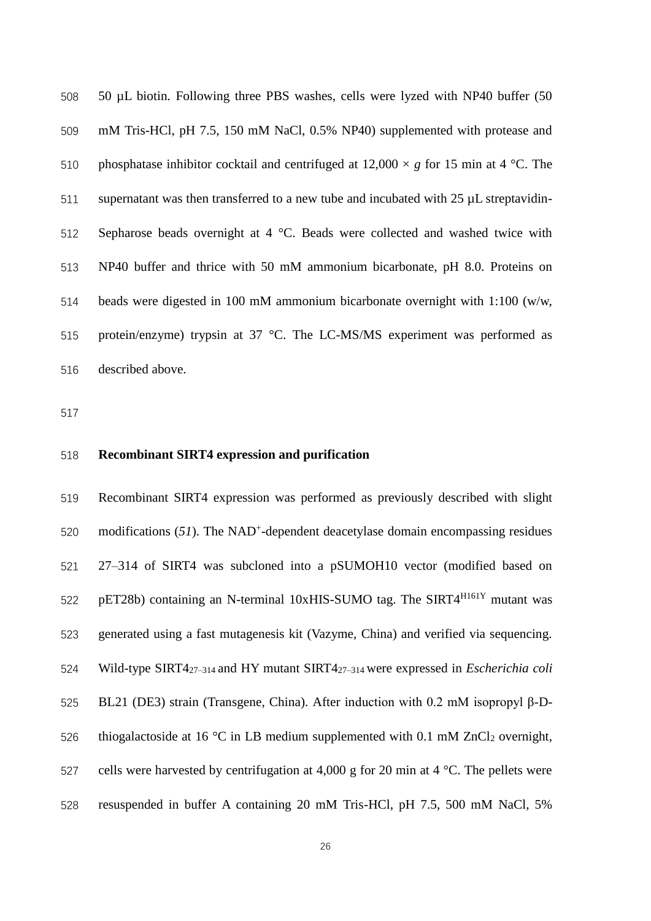50 µL biotin. Following three PBS washes, cells were lyzed with NP40 buffer (50 mM Tris-HCl, pH 7.5, 150 mM NaCl, 0.5% NP40) supplemented with protease and phosphatase inhibitor cocktail and centrifuged at 12,000 × *g* for 15 min at 4 °C. The supernatant was then transferred to a new tube and incubated with 25 µL streptavidin-Sepharose beads overnight at 4 °C. Beads were collected and washed twice with NP40 buffer and thrice with 50 mM ammonium bicarbonate, pH 8.0. Proteins on beads were digested in 100 mM ammonium bicarbonate overnight with 1:100 (w/w, protein/enzyme) trypsin at 37 °C. The LC-MS/MS experiment was performed as described above.

**Recombinant SIRT4 expression and purification**

Recombinant SIRT4 expression was performed as previously described with slight modifications (*51*). The $NAD^+$-dependent deacetylase domain encompassing residues 27–314 of SIRT4 was subcloned into a pSUMOH10 vector (modified based on pET28b) containing an N-terminal 10xHIS-SUMO tag. The $SIRT4^{H161Y}$ mutant was generated using a fast mutagenesis kit (Vazyme, China) and verified via sequencing. Wild-type $SIRT4_{27–314}$ and HY mutant $SIRT4_{27–314}$ were expressed in *Escherichia coli* BL21 (DE3) strain (Transgene, China). After induction with 0.2 mM isopropyl β-D-thiogalactoside at 16 °C in LB medium supplemented with 0.1 mM $ZnCl_2$ overnight, cells were harvested by centrifugation at 4,000 g for 20 min at 4 °C. The pellets were resuspended in buffer A containing 20 mM Tris-HCl, pH 7.5, 500 mM NaCl, 5%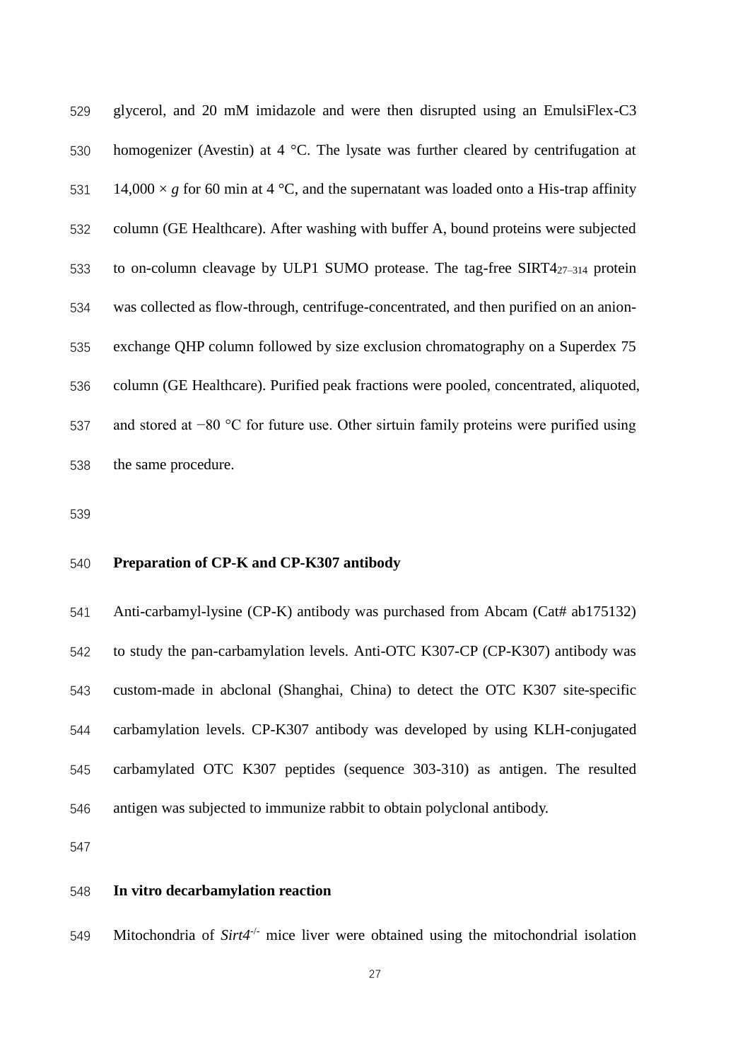glycerol, and 20 mM imidazole and were then disrupted using an EmulsiFlex-C3 homogenizer (Avestin) at 4 °C. The lysate was further cleared by centrifugation at 14,000 × *g* for 60 min at 4 °C, and the supernatant was loaded onto a His-trap affinity column (GE Healthcare). After washing with buffer A, bound proteins were subjected to on-column cleavage by ULP1 SUMO protease. The tag-free $SIRT4_{27–314}$ protein was collected as flow-through, centrifuge-concentrated, and then purified on an anion-exchange QHP column followed by size exclusion chromatography on a Superdex 75 column (GE Healthcare). Purified peak fractions were pooled, concentrated, aliquoted, and stored at −80 °C for future use. Other sirtuin family proteins were purified using the same procedure.

**Preparation of CP-K and CP-K307 antibody**

Anti-carbamyl-lysine (CP-K) antibody was purchased from Abcam (Cat# ab175132) to study the pan-carbamylation levels. Anti-OTC K307-CP (CP-K307) antibody was custom-made in abclonal (Shanghai, China) to detect the OTC K307 site-specific carbamylation levels. CP-K307 antibody was developed by using KLH-conjugated carbamylated OTC K307 peptides (sequence 303-310) as antigen. The resulted antigen was subjected to immunize rabbit to obtain polyclonal antibody.

**In vitro decarbamylation reaction**

Mitochondria of *Sirt4*$^{-/-}$ mice liver were obtained using the mitochondrial isolation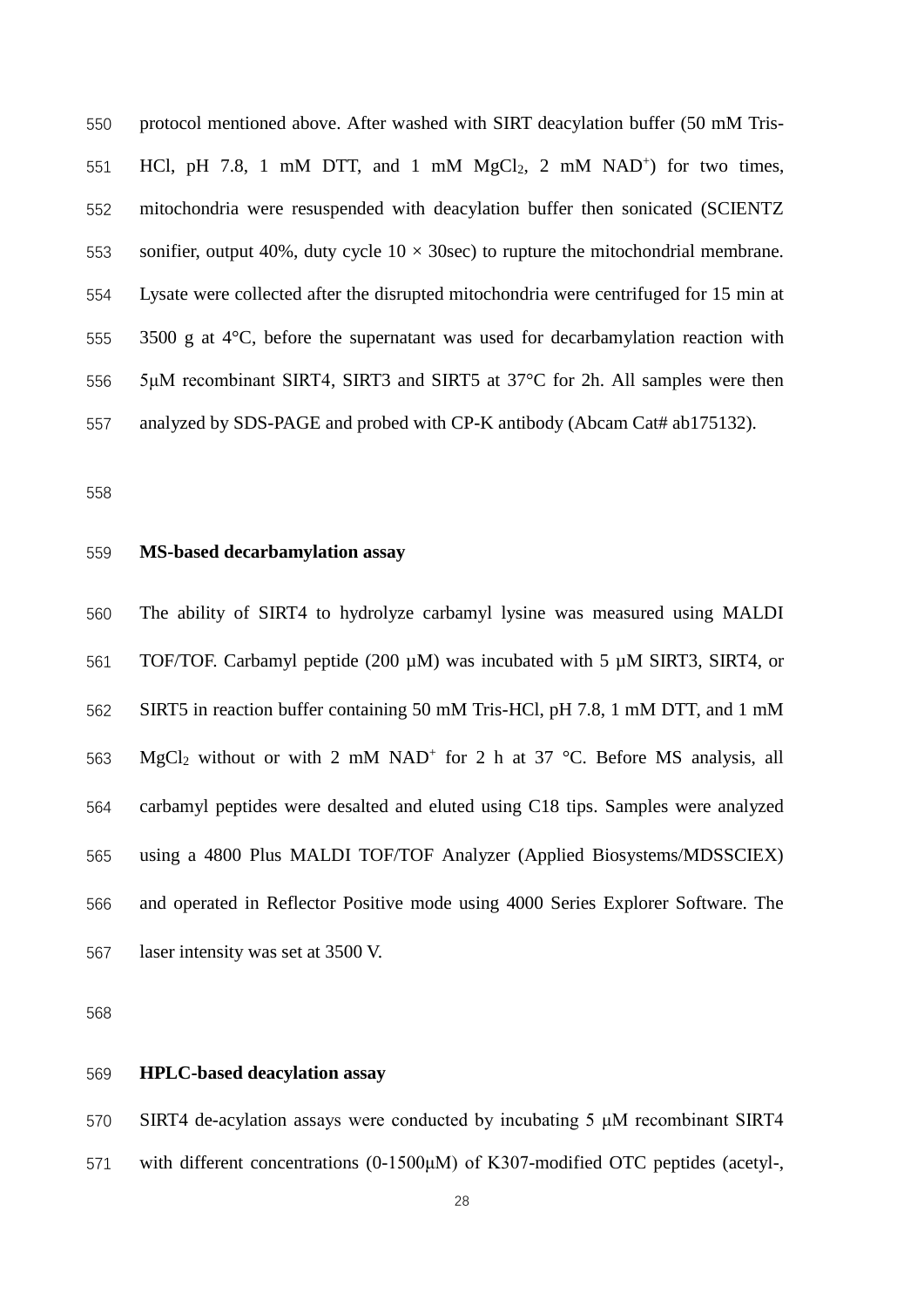protocol mentioned above. After washed with SIRT deacylation buffer (50 mM Tris-HCl, pH 7.8, 1 mM DTT, and 1 mM $MgCl_2$, 2 mM $NAD^+$) for two times, mitochondria were resuspended with deacylation buffer then sonicated (SCIENTZ sonifier, output 40%, duty cycle 10 × 30sec) to rupture the mitochondrial membrane. Lysate were collected after the disrupted mitochondria were centrifuged for 15 min at 3500 g at 4°C, before the supernatant was used for decarbamylation reaction with 5μM recombinant SIRT4, SIRT3 and SIRT5 at 37°C for 2h. All samples were then analyzed by SDS-PAGE and probed with CP-K antibody (Abcam Cat# ab175132).

**MS-based decarbamylation assay**

The ability of SIRT4 to hydrolyze carbamyl lysine was measured using MALDI TOF/TOF. Carbamyl peptide (200 μM) was incubated with 5 μM SIRT3, SIRT4, or SIRT5 in reaction buffer containing 50 mM Tris-HCl, pH 7.8, 1 mM DTT, and 1 mM $MgCl_2$ without or with 2 mM $NAD^+$ for 2 h at 37 °C. Before MS analysis, all carbamyl peptides were desalted and eluted using C18 tips. Samples were analyzed using a 4800 Plus MALDI TOF/TOF Analyzer (Applied Biosystems/MDSSCIEX) and operated in Reflector Positive mode using 4000 Series Explorer Software. The laser intensity was set at 3500 V.

**HPLC-based deacylation assay**

SIRT4 de-acylation assays were conducted by incubating 5 μM recombinant SIRT4 with different concentrations (0-1500μM) of K307-modified OTC peptides (acetyl-,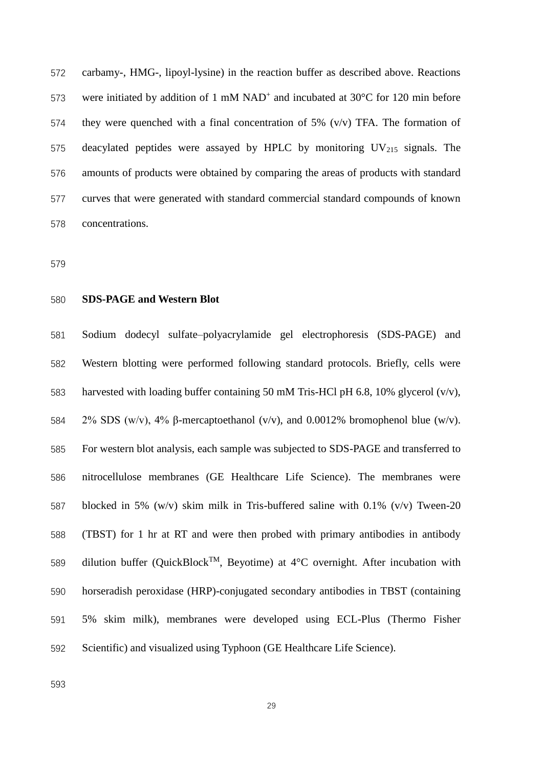carbamy-, HMG-, lipoyl-lysine) in the reaction buffer as described above. Reactions were initiated by addition of 1 mM $NAD^+$ and incubated at 30°C for 120 min before they were quenched with a final concentration of 5% (v/v) TFA. The formation of deacylated peptides were assayed by HPLC by monitoring $UV_{215}$ signals. The amounts of products were obtained by comparing the areas of products with standard curves that were generated with standard commercial standard compounds of known concentrations.

**SDS-PAGE and Western Blot**

Sodium dodecyl sulfate–polyacrylamide gel electrophoresis (SDS-PAGE) and Western blotting were performed following standard protocols. Briefly, cells were harvested with loading buffer containing 50 mM Tris-HCl pH 6.8, 10% glycerol (v/v), 2% SDS (w/v), 4% β-mercaptoethanol (v/v), and 0.0012% bromophenol blue (w/v). For western blot analysis, each sample was subjected to SDS-PAGE and transferred to nitrocellulose membranes (GE Healthcare Life Science). The membranes were blocked in 5% (w/v) skim milk in Tris-buffered saline with 0.1% (v/v) Tween-20 (TBST) for 1 hr at RT and were then probed with primary antibodies in antibody dilution buffer (QuickBlock$^{TM}$, Beyotime) at 4°C overnight. After incubation with horseradish peroxidase (HRP)-conjugated secondary antibodies in TBST (containing 5% skim milk), membranes were developed using ECL-Plus (Thermo Fisher Scientific) and visualized using Typhoon (GE Healthcare Life Science).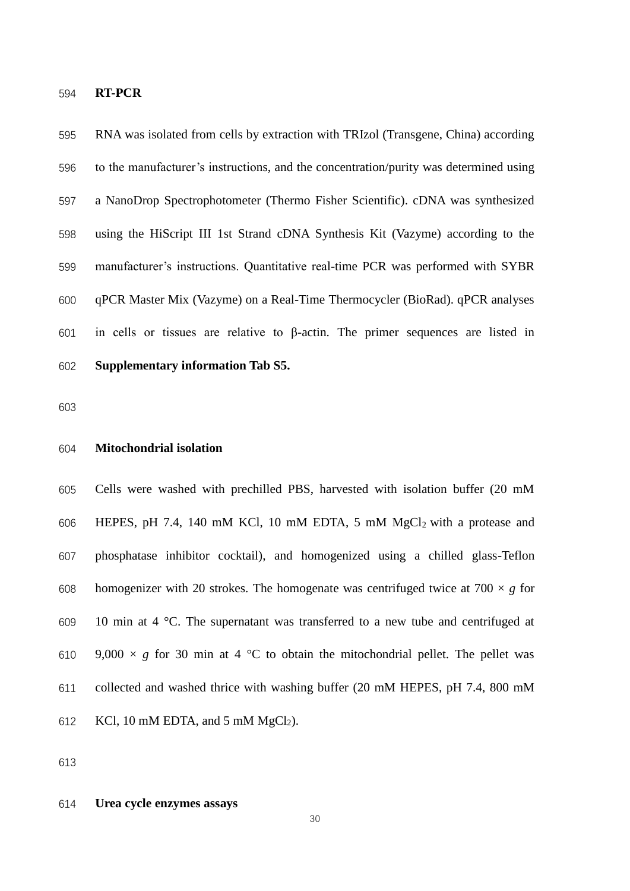**RT-PCR**

RNA was isolated from cells by extraction with TRIzol (Transgene, China) according to the manufacturer's instructions, and the concentration/purity was determined using a NanoDrop Spectrophotometer (Thermo Fisher Scientific). cDNA was synthesized using the HiScript III 1st Strand cDNA Synthesis Kit (Vazyme) according to the manufacturer's instructions. Quantitative real-time PCR was performed with SYBR qPCR Master Mix (Vazyme) on a Real-Time Thermocycler (BioRad). qPCR analyses in cells or tissues are relative to β-actin. The primer sequences are listed in **Supplementary information Tab S5.**

**Mitochondrial isolation**

Cells were washed with prechilled PBS, harvested with isolation buffer (20 mM HEPES, pH 7.4, 140 mM KCl, 10 mM EDTA, 5 mM $MgCl_2$ with a protease and phosphatase inhibitor cocktail), and homogenized using a chilled glass-Teflon homogenizer with 20 strokes. The homogenate was centrifuged twice at 700 × *g* for 10 min at 4 °C. The supernatant was transferred to a new tube and centrifuged at 9,000 × *g* for 30 min at 4 °C to obtain the mitochondrial pellet. The pellet was collected and washed thrice with washing buffer (20 mM HEPES, pH 7.4, 800 mM KCl, 10 mM EDTA, and 5 mM $MgCl_2$).

**Urea cycle enzymes assays**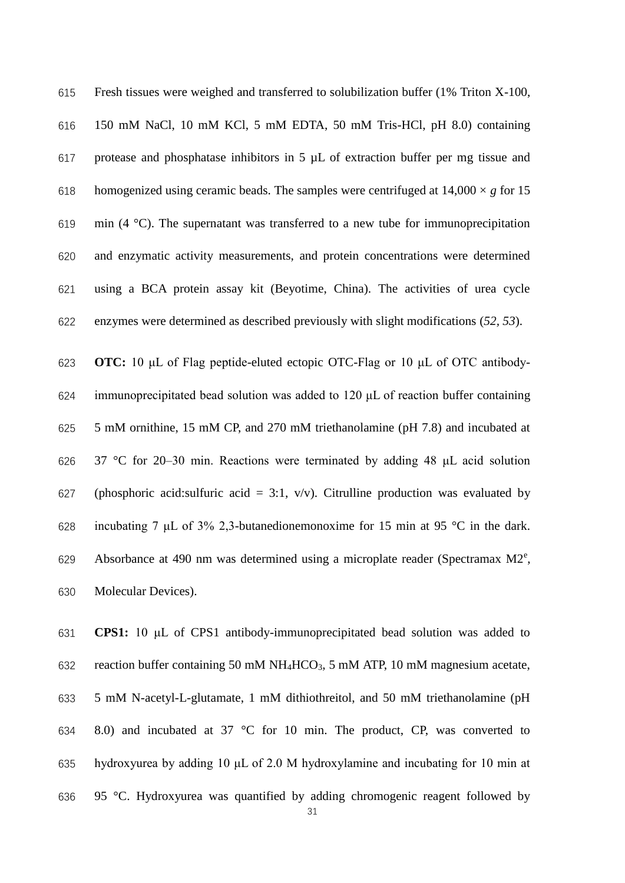Fresh tissues were weighed and transferred to solubilization buffer (1% Triton X-100, 150 mM NaCl, 10 mM KCl, 5 mM EDTA, 50 mM Tris-HCl, pH 8.0) containing protease and phosphatase inhibitors in 5 μL of extraction buffer per mg tissue and homogenized using ceramic beads. The samples were centrifuged at 14,000 × *g* for 15 min (4 °C). The supernatant was transferred to a new tube for immunoprecipitation and enzymatic activity measurements, and protein concentrations were determined using a BCA protein assay kit (Beyotime, China). The activities of urea cycle enzymes were determined as described previously with slight modifications (*52*, *53*).

**OTC:** 10 μL of Flag peptide-eluted ectopic OTC-Flag or 10 μL of OTC antibody-immunoprecipitated bead solution was added to 120 μL of reaction buffer containing 5 mM ornithine, 15 mM CP, and 270 mM triethanolamine (pH 7.8) and incubated at 37 °C for 20–30 min. Reactions were terminated by adding 48 μL acid solution (phosphoric acid:sulfuric acid = 3:1, v/v). Citrulline production was evaluated by incubating 7 μL of 3% 2,3-butanedionemonoxime for 15 min at 95 °C in the dark. Absorbance at 490 nm was determined using a microplate reader (Spectramax M2[e], Molecular Devices).

**CPS1:** 10 μL of CPS1 antibody-immunoprecipitated bead solution was added to reaction buffer containing 50 mM $NH_4HCO_3$, 5 mM ATP, 10 mM magnesium acetate, 5 mM N-acetyl-L-glutamate, 1 mM dithiothreitol, and 50 mM triethanolamine (pH 8.0) and incubated at 37 °C for 10 min. The product, CP, was converted to hydroxyurea by adding 10 μL of 2.0 M hydroxylamine and incubating for 10 min at 95 °C. Hydroxyurea was quantified by adding chromogenic reagent followed by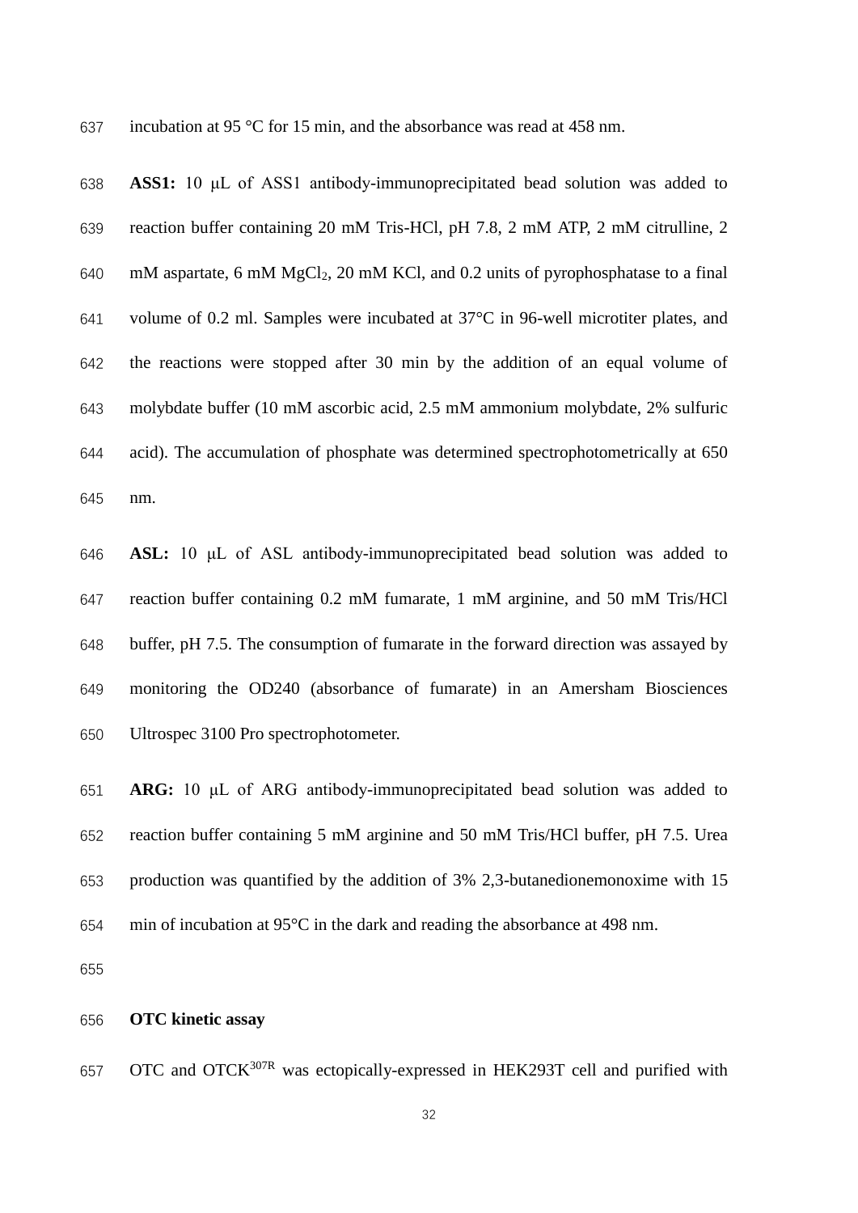incubation at 95 °C for 15 min, and the absorbance was read at 458 nm.

**ASS1:** 10 μL of ASS1 antibody-immunoprecipitated bead solution was added to reaction buffer containing 20 mM Tris-HCl, pH 7.8, 2 mM ATP, 2 mM citrulline, 2 mM aspartate, 6 mM $MgCl_2$, 20 mM KCl, and 0.2 units of pyrophosphatase to a final volume of 0.2 ml. Samples were incubated at 37°C in 96-well microtiter plates, and the reactions were stopped after 30 min by the addition of an equal volume of molybdate buffer (10 mM ascorbic acid, 2.5 mM ammonium molybdate, 2% sulfuric acid). The accumulation of phosphate was determined spectrophotometrically at 650 nm.

**ASL:** 10 μL of ASL antibody-immunoprecipitated bead solution was added to reaction buffer containing 0.2 mM fumarate, 1 mM arginine, and 50 mM Tris/HCl buffer, pH 7.5. The consumption of fumarate in the forward direction was assayed by monitoring the OD240 (absorbance of fumarate) in an Amersham Biosciences Ultrospec 3100 Pro spectrophotometer.

**ARG:** 10 μL of ARG antibody-immunoprecipitated bead solution was added to reaction buffer containing 5 mM arginine and 50 mM Tris/HCl buffer, pH 7.5. Urea production was quantified by the addition of 3% 2,3-butanedionemonoxime with 15 min of incubation at 95°C in the dark and reading the absorbance at 498 nm.

**OTC kinetic assay**

OTC and OTCK$^{307R}$ was ectopically-expressed in HEK293T cell and purified with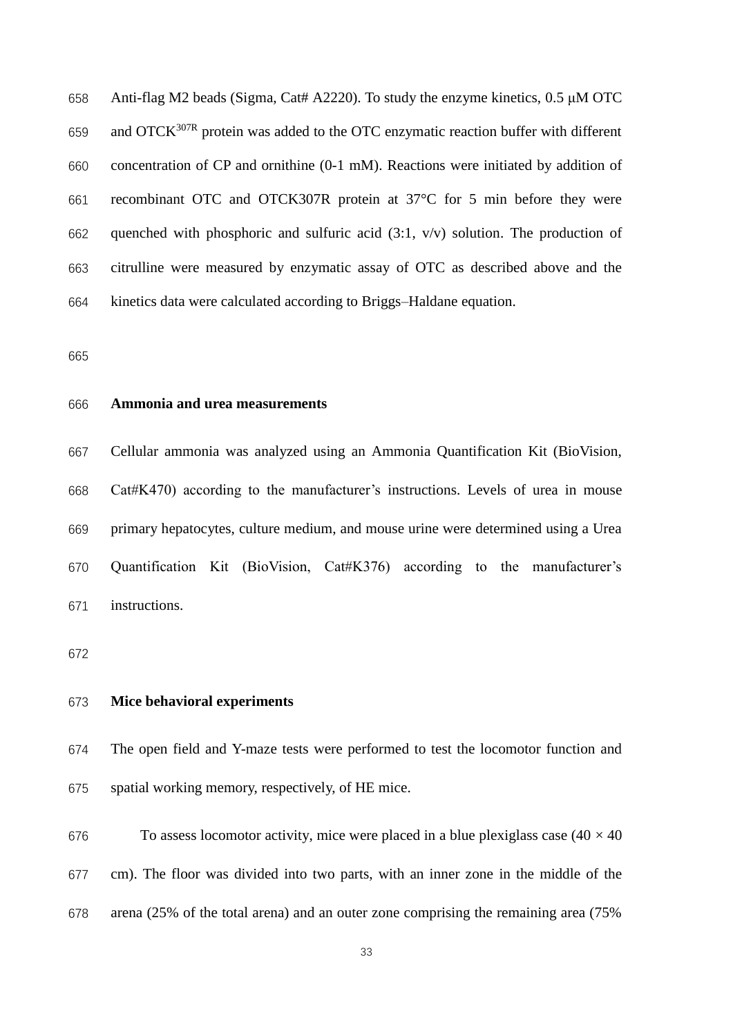Anti-flag M2 beads (Sigma, Cat# A2220). To study the enzyme kinetics, 0.5 μM OTC and OTCK$^{307R}$ protein was added to the OTC enzymatic reaction buffer with different concentration of CP and ornithine (0-1 mM). Reactions were initiated by addition of recombinant OTC and OTCK307R protein at 37°C for 5 min before they were quenched with phosphoric and sulfuric acid (3:1, v/v) solution. The production of citrulline were measured by enzymatic assay of OTC as described above and the kinetics data were calculated according to Briggs–Haldane equation.

**Ammonia and urea measurements**

Cellular ammonia was analyzed using an Ammonia Quantification Kit (BioVision, Cat#K470) according to the manufacturer's instructions. Levels of urea in mouse primary hepatocytes, culture medium, and mouse urine were determined using a Urea Quantification Kit (BioVision, Cat#K376) according to the manufacturer's instructions.

**Mice behavioral experiments**

The open field and Y-maze tests were performed to test the locomotor function and spatial working memory, respectively, of HE mice.

To assess locomotor activity, mice were placed in a blue plexiglass case (40 × 40 cm). The floor was divided into two parts, with an inner zone in the middle of the arena (25% of the total arena) and an outer zone comprising the remaining area (75%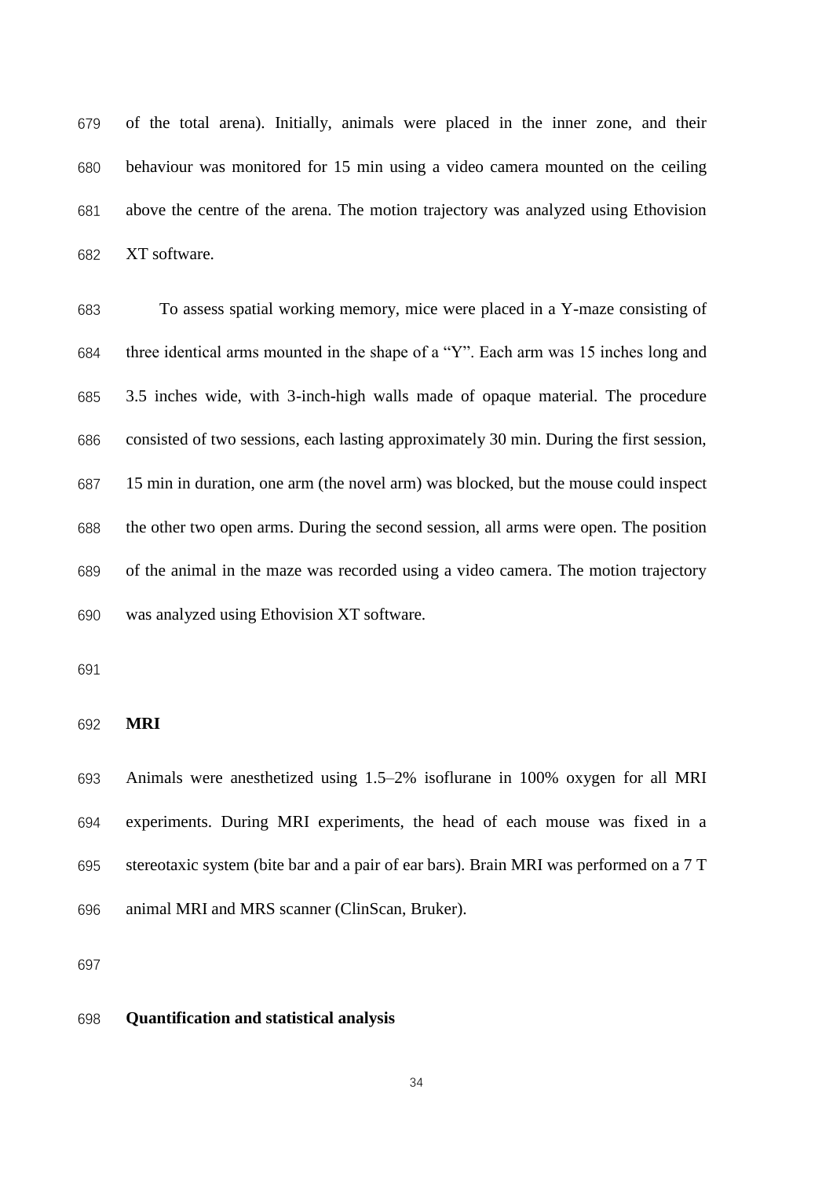of the total arena). Initially, animals were placed in the inner zone, and their behaviour was monitored for 15 min using a video camera mounted on the ceiling above the centre of the arena. The motion trajectory was analyzed using Ethovision XT software.

To assess spatial working memory, mice were placed in a Y-maze consisting of three identical arms mounted in the shape of a “Y”. Each arm was 15 inches long and 3.5 inches wide, with 3-inch-high walls made of opaque material. The procedure consisted of two sessions, each lasting approximately 30 min. During the first session, 15 min in duration, one arm (the novel arm) was blocked, but the mouse could inspect the other two open arms. During the second session, all arms were open. The position of the animal in the maze was recorded using a video camera. The motion trajectory was analyzed using Ethovision XT software.

**MRI**

Animals were anesthetized using 1.5–2% isoflurane in 100% oxygen for all MRI experiments. During MRI experiments, the head of each mouse was fixed in a stereotaxic system (bite bar and a pair of ear bars). Brain MRI was performed on a 7 T animal MRI and MRS scanner (ClinScan, Bruker).

**Quantification and statistical analysis**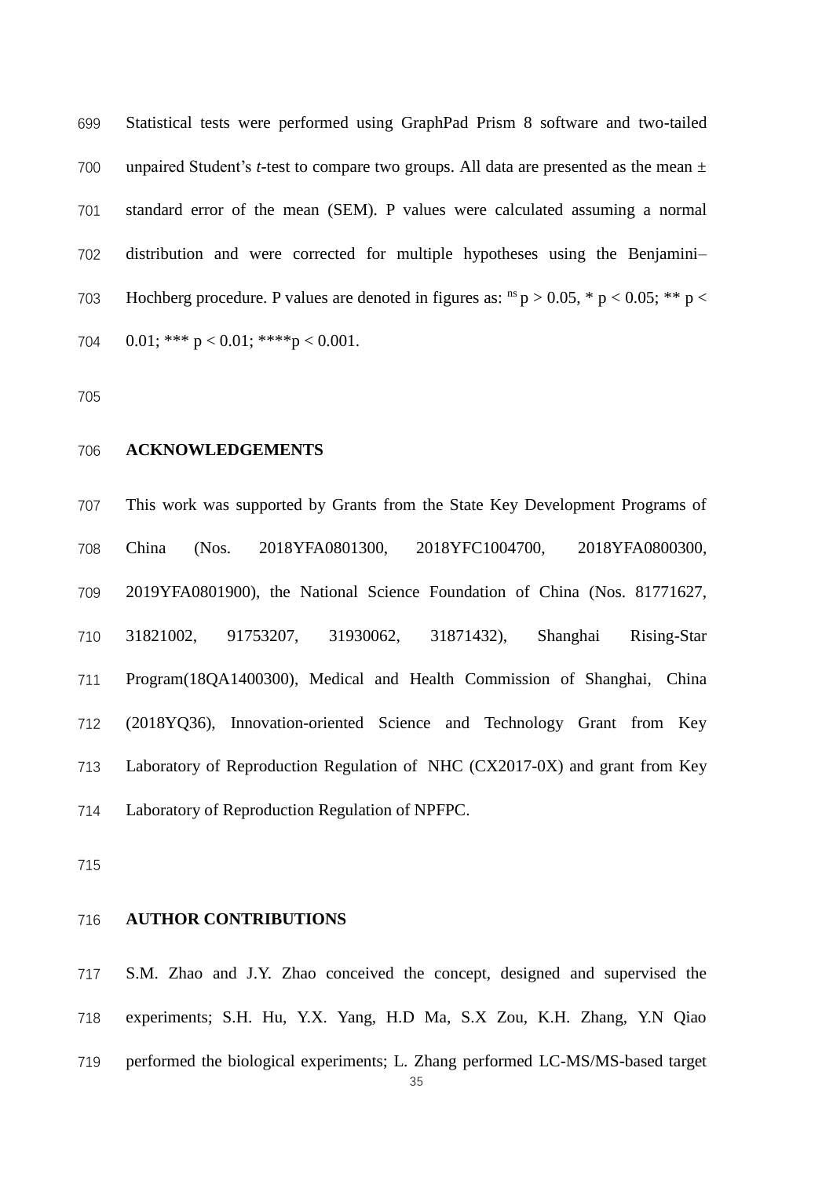Statistical tests were performed using GraphPad Prism 8 software and two-tailed unpaired Student's *t*-test to compare two groups. All data are presented as the mean ± standard error of the mean (SEM). P values were calculated assuming a normal distribution and were corrected for multiple hypotheses using the Benjamini–Hochberg procedure. P values are denoted in figures as: $^{ns}$ p > 0.05, * p < 0.05; ** p < 0.01; *** p < 0.01; ****p < 0.001.

## ACKNOWLEDGEMENTS

This work was supported by Grants from the State Key Development Programs of China (Nos. 2018YFA0801300, 2018YFC1004700, 2018YFA0800300, 2019YFA0801900), the National Science Foundation of China (Nos. 81771627, 31821002, 91753207, 31930062, 31871432), Shanghai Rising-Star Program(18QA1400300), Medical and Health Commission of Shanghai, China (2018YQ36), Innovation-oriented Science and Technology Grant from Key Laboratory of Reproduction Regulation of NHC (CX2017-0X) and grant from Key Laboratory of Reproduction Regulation of NPFPC.

## AUTHOR CONTRIBUTIONS

S.M. Zhao and J.Y. Zhao conceived the concept, designed and supervised the experiments; S.H. Hu, Y.X. Yang, H.D Ma, S.X Zou, K.H. Zhang, Y.N Qiao performed the biological experiments; L. Zhang performed LC-MS/MS-based target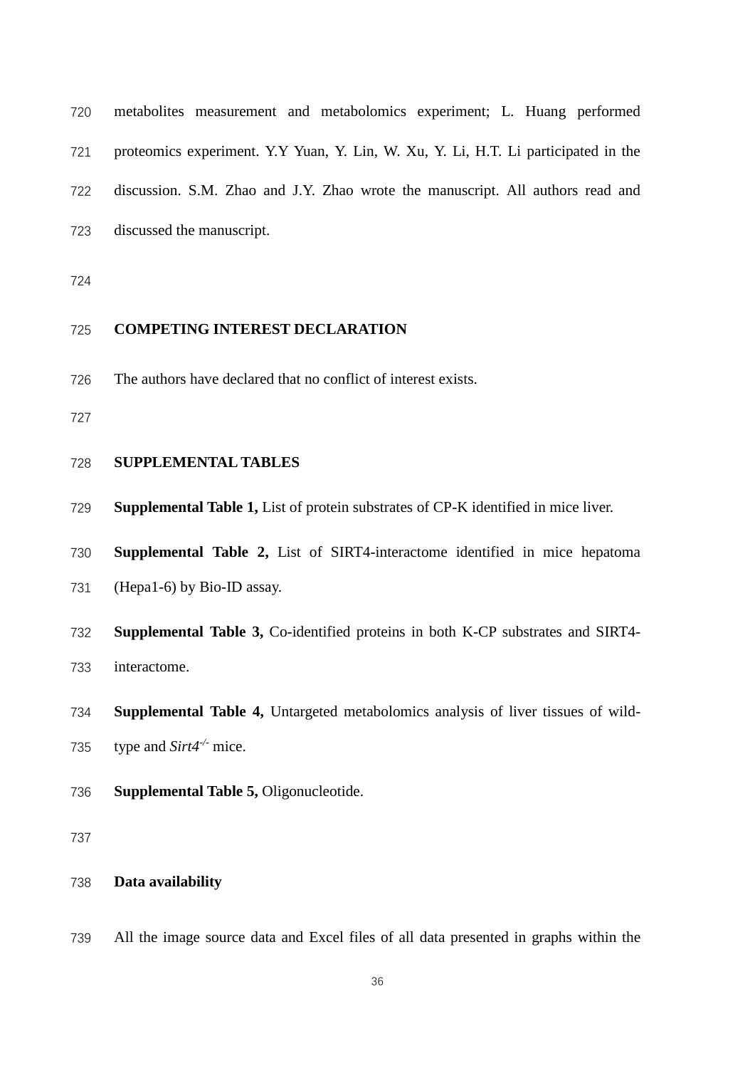metabolites measurement and metabolomics experiment; L. Huang performed proteomics experiment. Y.Y Yuan, Y. Lin, W. Xu, Y. Li, H.T. Li participated in the discussion. S.M. Zhao and J.Y. Zhao wrote the manuscript. All authors read and discussed the manuscript.

## COMPETING INTEREST DECLARATION

The authors have declared that no conflict of interest exists.

## SUPPLEMENTAL TABLES

**Supplemental Table 1,** List of protein substrates of CP-K identified in mice liver.

**Supplemental Table 2,** List of SIRT4-interactome identified in mice hepatoma (Hepa1-6) by Bio-ID assay.

**Supplemental Table 3,** Co-identified proteins in both K-CP substrates and SIRT4-interactome.

**Supplemental Table 4,** Untargeted metabolomics analysis of liver tissues of wild-type and *Sirt4*$^{-/-}$ mice.

**Supplemental Table 5,** Oligonucleotide.

## Data availability

All the image source data and Excel files of all data presented in graphs within the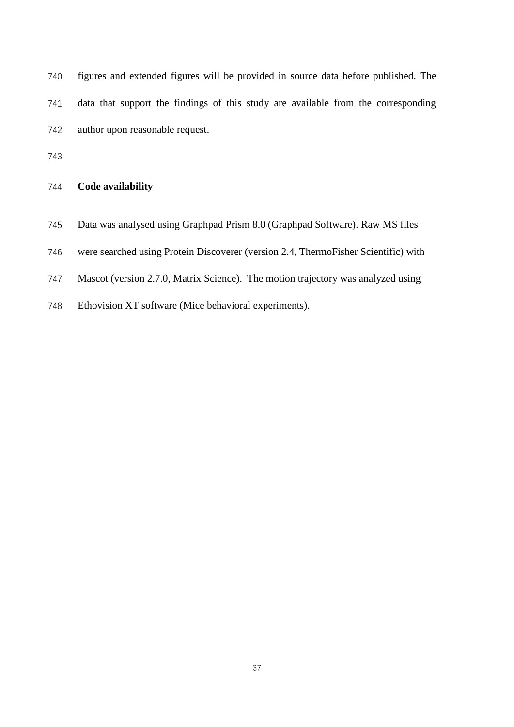figures and extended figures will be provided in source data before published. The data that support the findings of this study are available from the corresponding author upon reasonable request.

## Code availability

Data was analysed using Graphpad Prism 8.0 (Graphpad Software). Raw MS files were searched using Protein Discoverer (version 2.4, ThermoFisher Scientific) with Mascot (version 2.7.0, Matrix Science). The motion trajectory was analyzed using Ethovision XT software (Mice behavioral experiments).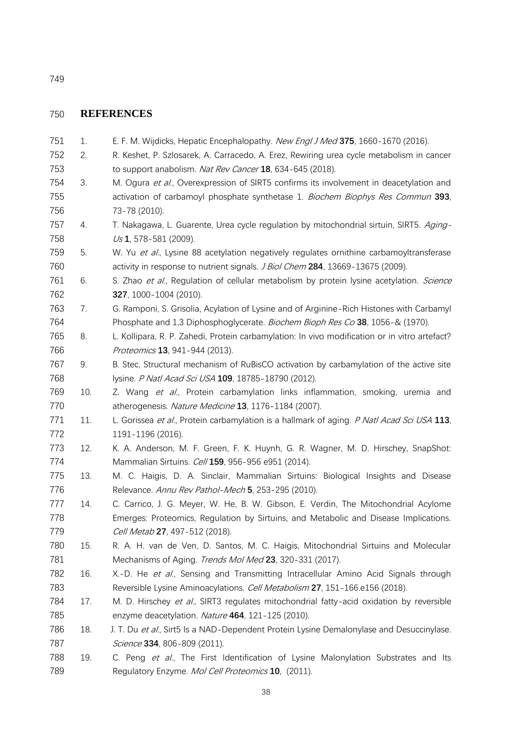## REFERENCES

1. E. F. M. Wijdicks, Hepatic Encephalopathy. *New Engl J Med* **375**, 1660-1670 (2016).
2. R. Keshet, P. Szlosarek, A. Carracedo, A. Erez, Rewiring urea cycle metabolism in cancer to support anabolism. *Nat Rev Cancer* **18**, 634-645 (2018).
3. M. Ogura *et al.*, Overexpression of SIRT5 confirms its involvement in deacetylation and activation of carbamoyl phosphate synthetase 1. *Biochem Biophys Res Commun* **393**, 73-78 (2010).
4. T. Nakagawa, L. Guarente, Urea cycle regulation by mitochondrial sirtuin, SIRT5. *Aging-Us* **1**, 578-581 (2009).
5. W. Yu *et al.*, Lysine 88 acetylation negatively regulates ornithine carbamoyltransferase activity in response to nutrient signals. *J Biol Chem* **284**, 13669-13675 (2009).
6. S. Zhao *et al.*, Regulation of cellular metabolism by protein lysine acetylation. *Science* **327**, 1000-1004 (2010).
7. G. Ramponi, S. Grisolia, Acylation of Lysine and of Arginine-Rich Histones with Carbamyl Phosphate and 1,3 Diphosphoglycerate. *Biochem Bioph Res Co* **38**, 1056-& (1970).
8. L. Kollipara, R. P. Zahedi, Protein carbamylation: In vivo modification or in vitro artefact? *Proteomics* **13**, 941-944 (2013).
9. B. Stec, Structural mechanism of RuBisCO activation by carbamylation of the active site lysine. *P Natl Acad Sci USA* **109**, 18785-18790 (2012).
10. Z. Wang *et al.*, Protein carbamylation links inflammation, smoking, uremia and atherogenesis. *Nature Medicine* **13**, 1176-1184 (2007).
11. L. Gorissea *et al.*, Protein carbamylation is a hallmark of aging. *P Natl Acad Sci USA* **113**, 1191-1196 (2016).
12. K. A. Anderson, M. F. Green, F. K. Huynh, G. R. Wagner, M. D. Hirschey, SnapShot: Mammalian Sirtuins. *Cell* **159**, 956-956 e951 (2014).
13. M. C. Haigis, D. A. Sinclair, Mammalian Sirtuins: Biological Insights and Disease Relevance. *Annu Rev Pathol-Mech* **5**, 253-295 (2010).
14. C. Carrico, J. G. Meyer, W. He, B. W. Gibson, E. Verdin, The Mitochondrial Acylome Emerges: Proteomics, Regulation by Sirtuins, and Metabolic and Disease Implications. *Cell Metab* **27**, 497-512 (2018).
15. R. A. H. van de Ven, D. Santos, M. C. Haigis, Mitochondrial Sirtuins and Molecular Mechanisms of Aging. *Trends Mol Med* **23**, 320-331 (2017).
16. X.-D. He *et al.*, Sensing and Transmitting Intracellular Amino Acid Signals through Reversible Lysine Aminoacylations. *Cell Metabolism* **27**, 151-166.e156 (2018).
17. M. D. Hirschey *et al.*, SIRT3 regulates mitochondrial fatty-acid oxidation by reversible enzyme deacetylation. *Nature* **464**, 121-125 (2010).
18. J. T. Du *et al.*, Sirt5 Is a NAD-Dependent Protein Lysine Demalonylase and Desuccinylase. *Science* **334**, 806-809 (2011).
19. C. Peng *et al.*, The First Identification of Lysine Malonylation Substrates and Its Regulatory Enzyme. *Mol Cell Proteomics* **10**, (2011).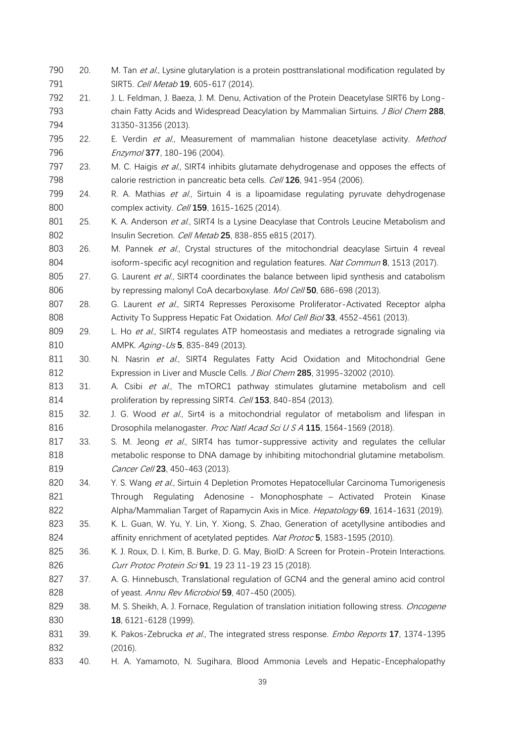20. M. Tan *et al.*, Lysine glutarylation is a protein posttranslational modification regulated by SIRT5. *Cell Metab* **19**, 605-617 (2014).
21. J. L. Feldman, J. Baeza, J. M. Denu, Activation of the Protein Deacetylase SIRT6 by Long-chain Fatty Acids and Widespread Deacylation by Mammalian Sirtuins. *J Biol Chem* **288**, 31350-31356 (2013).
22. E. Verdin *et al.*, Measurement of mammalian histone deacetylase activity. *Method Enzymol* **377**, 180-196 (2004).
23. M. C. Haigis *et al.*, SIRT4 inhibits glutamate dehydrogenase and opposes the effects of calorie restriction in pancreatic beta cells. *Cell* **126**, 941-954 (2006).
24. R. A. Mathias *et al.*, Sirtuin 4 is a lipoamidase regulating pyruvate dehydrogenase complex activity. *Cell* **159**, 1615-1625 (2014).
25. K. A. Anderson *et al.*, SIRT4 Is a Lysine Deacylase that Controls Leucine Metabolism and Insulin Secretion. *Cell Metab* **25**, 838-855 e815 (2017).
26. M. Pannek *et al.*, Crystal structures of the mitochondrial deacylase Sirtuin 4 reveal isoform-specific acyl recognition and regulation features. *Nat Commun* **8**, 1513 (2017).
27. G. Laurent *et al.*, SIRT4 coordinates the balance between lipid synthesis and catabolism by repressing malonyl CoA decarboxylase. *Mol Cell* **50**, 686-698 (2013).
28. G. Laurent *et al.*, SIRT4 Represses Peroxisome Proliferator-Activated Receptor alpha Activity To Suppress Hepatic Fat Oxidation. *Mol Cell Biol* **33**, 4552-4561 (2013).
29. L. Ho *et al.*, SIRT4 regulates ATP homeostasis and mediates a retrograde signaling via AMPK. *Aging-Us* **5**, 835-849 (2013).
30. N. Nasrin *et al.*, SIRT4 Regulates Fatty Acid Oxidation and Mitochondrial Gene Expression in Liver and Muscle Cells. *J Biol Chem* **285**, 31995-32002 (2010).
31. A. Csibi *et al.*, The mTORC1 pathway stimulates glutamine metabolism and cell proliferation by repressing SIRT4. *Cell* **153**, 840-854 (2013).
32. J. G. Wood *et al.*, Sirt4 is a mitochondrial regulator of metabolism and lifespan in Drosophila melanogaster. *Proc Natl Acad Sci U S A* **115**, 1564-1569 (2018).
33. S. M. Jeong *et al.*, SIRT4 has tumor-suppressive activity and regulates the cellular metabolic response to DNA damage by inhibiting mitochondrial glutamine metabolism. *Cancer Cell* **23**, 450-463 (2013).
34. Y. S. Wang *et al.*, Sirtuin 4 Depletion Promotes Hepatocellular Carcinoma Tumorigenesis Through Regulating Adenosine - Monophosphate – Activated Protein Kinase Alpha/Mammalian Target of Rapamycin Axis in Mice. *Hepatology* **69**, 1614-1631 (2019).
35. K. L. Guan, W. Yu, Y. Lin, Y. Xiong, S. Zhao, Generation of acetyllysine antibodies and affinity enrichment of acetylated peptides. *Nat Protoc* **5**, 1583-1595 (2010).
36. K. J. Roux, D. I. Kim, B. Burke, D. G. May, BioID: A Screen for Protein-Protein Interactions. *Curr Protoc Protein Sci* **91**, 19 23 11-19 23 15 (2018).
37. A. G. Hinnebusch, Translational regulation of GCN4 and the general amino acid control of yeast. *Annu Rev Microbiol* **59**, 407-450 (2005).
38. M. S. Sheikh, A. J. Fornace, Regulation of translation initiation following stress. *Oncogene* **18**, 6121-6128 (1999).
39. K. Pakos-Zebrucka *et al.*, The integrated stress response. *Embo Reports* **17**, 1374-1395 (2016).
40. H. A. Yamamoto, N. Sugihara, Blood Ammonia Levels and Hepatic-Encephalopathy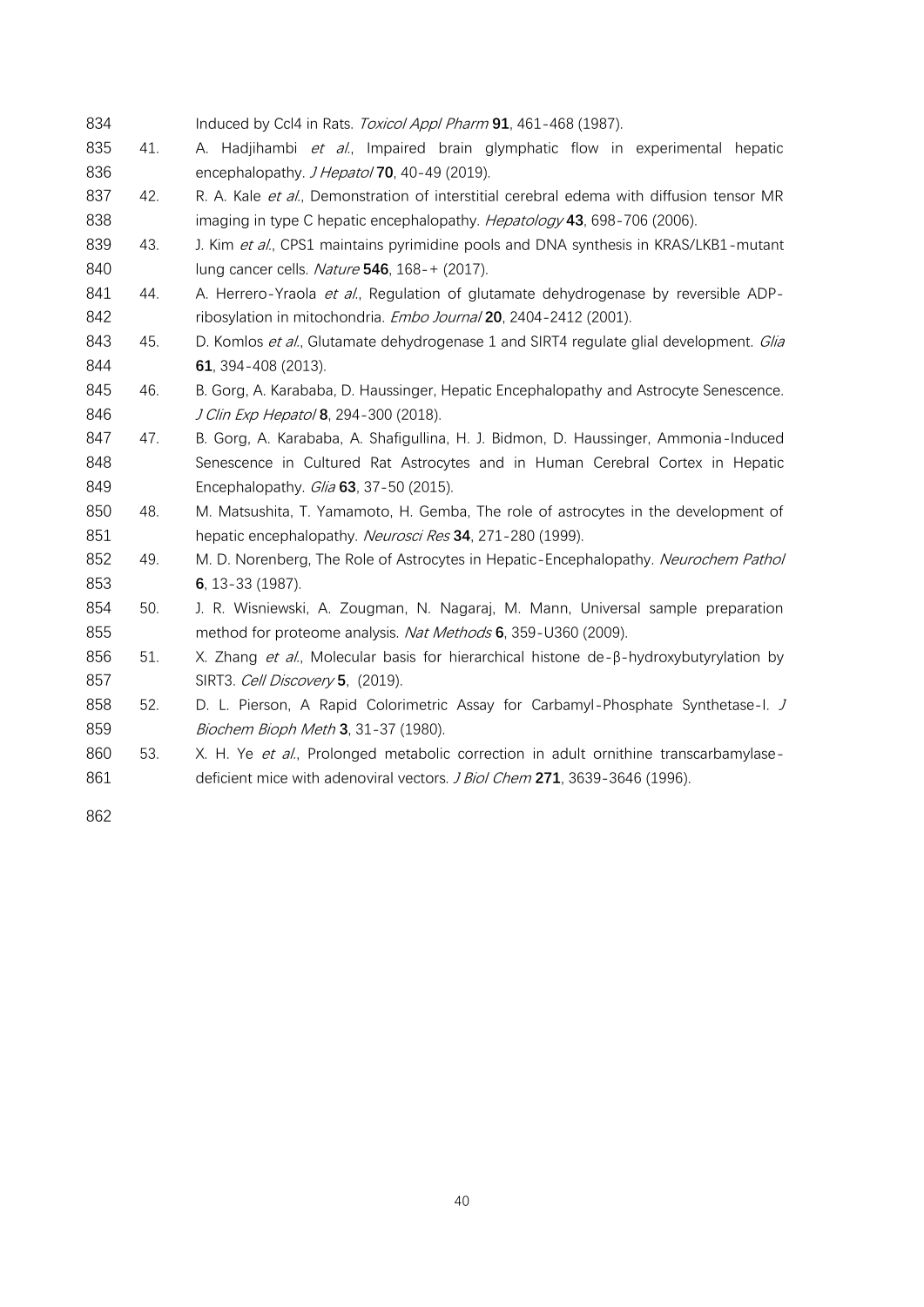Induced by Ccl4 in Rats. *Toxicol Appl Pharm* **91**, 461-468 (1987).

41. A. Hadjihambi *et al.*, Impaired brain glymphatic flow in experimental hepatic encephalopathy. *J Hepatol* **70**, 40-49 (2019).
42. R. A. Kale *et al.*, Demonstration of interstitial cerebral edema with diffusion tensor MR imaging in type C hepatic encephalopathy. *Hepatology* **43**, 698-706 (2006).
43. J. Kim *et al.*, CPS1 maintains pyrimidine pools and DNA synthesis in KRAS/LKB1-mutant lung cancer cells. *Nature* **546**, 168-+ (2017).
44. A. Herrero-Yraola *et al.*, Regulation of glutamate dehydrogenase by reversible ADP-ribosylation in mitochondria. *Embo Journal* **20**, 2404-2412 (2001).
45. D. Komlos *et al.*, Glutamate dehydrogenase 1 and SIRT4 regulate glial development. *Glia* **61**, 394-408 (2013).
46. B. Gorg, A. Karababa, D. Haussinger, Hepatic Encephalopathy and Astrocyte Senescence. *J Clin Exp Hepatol* **8**, 294-300 (2018).
47. B. Gorg, A. Karababa, A. Shafigullina, H. J. Bidmon, D. Haussinger, Ammonia-Induced Senescence in Cultured Rat Astrocytes and in Human Cerebral Cortex in Hepatic Encephalopathy. *Glia* **63**, 37-50 (2015).
48. M. Matsushita, T. Yamamoto, H. Gemba, The role of astrocytes in the development of hepatic encephalopathy. *Neurosci Res* **34**, 271-280 (1999).
49. M. D. Norenberg, The Role of Astrocytes in Hepatic-Encephalopathy. *Neurochem Pathol* **6**, 13-33 (1987).
50. J. R. Wisniewski, A. Zougman, N. Nagaraj, M. Mann, Universal sample preparation method for proteome analysis. *Nat Methods* **6**, 359-U360 (2009).
51. X. Zhang *et al.*, Molecular basis for hierarchical histone de-β-hydroxybutyrylation by SIRT3. *Cell Discovery* **5**, (2019).
52. D. L. Pierson, A Rapid Colorimetric Assay for Carbamyl-Phosphate Synthetase-I. *J Biochem Bioph Meth* **3**, 31-37 (1980).
53. X. H. Ye *et al.*, Prolonged metabolic correction in adult ornithine transcarbamylase-deficient mice with adenoviral vectors. *J Biol Chem* **271**, 3639-3646 (1996).